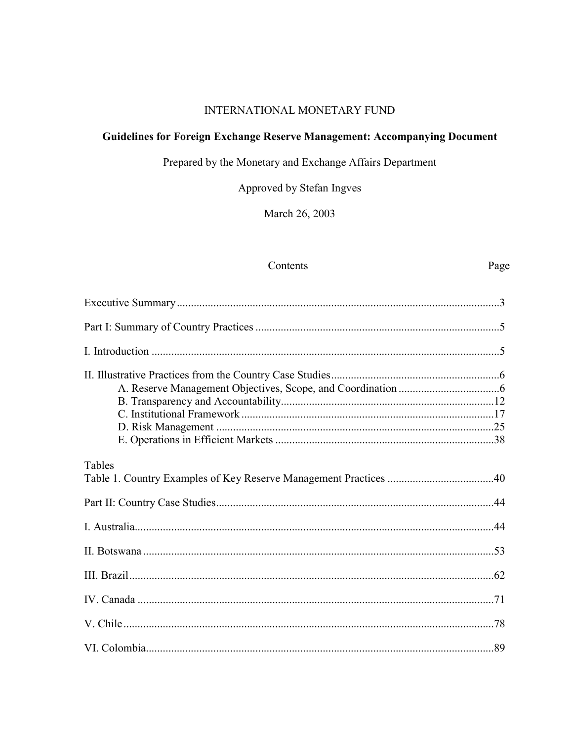INTERNATIONAL MONETARY FUND

# Guidelines for Foreign Exchange Reserve Management: Accompanying Document

Prepared by the Monetary and Exchange Affairs Department

Approved by Stefan Ingves

March 26, 2003

| Contents | Page |
|---|---|
| Executive Summary | 3 |
| Part I: Summary of Country Practices | 5 |
| I. Introduction | 5 |
| II. Illustrative Practices from the Country Case Studies | 6 |
| A. Reserve Management Objectives, Scope, and Coordination | 6 |
| B. Transparency and Accountability | 12 |
| C. Institutional Framework | 17 |
| D. Risk Management | 25 |
| E. Operations in Efficient Markets | 38 |
| Tables | |
| Table 1. Country Examples of Key Reserve Management Practices | 40 |
| Part II: Country Case Studies | 44 |
| I. Australia | 44 |
| II. Botswana | 53 |
| III. Brazil | 62 |
| IV. Canada | 71 |
| V. Chile | 78 |
| VI. Colombia | 89 |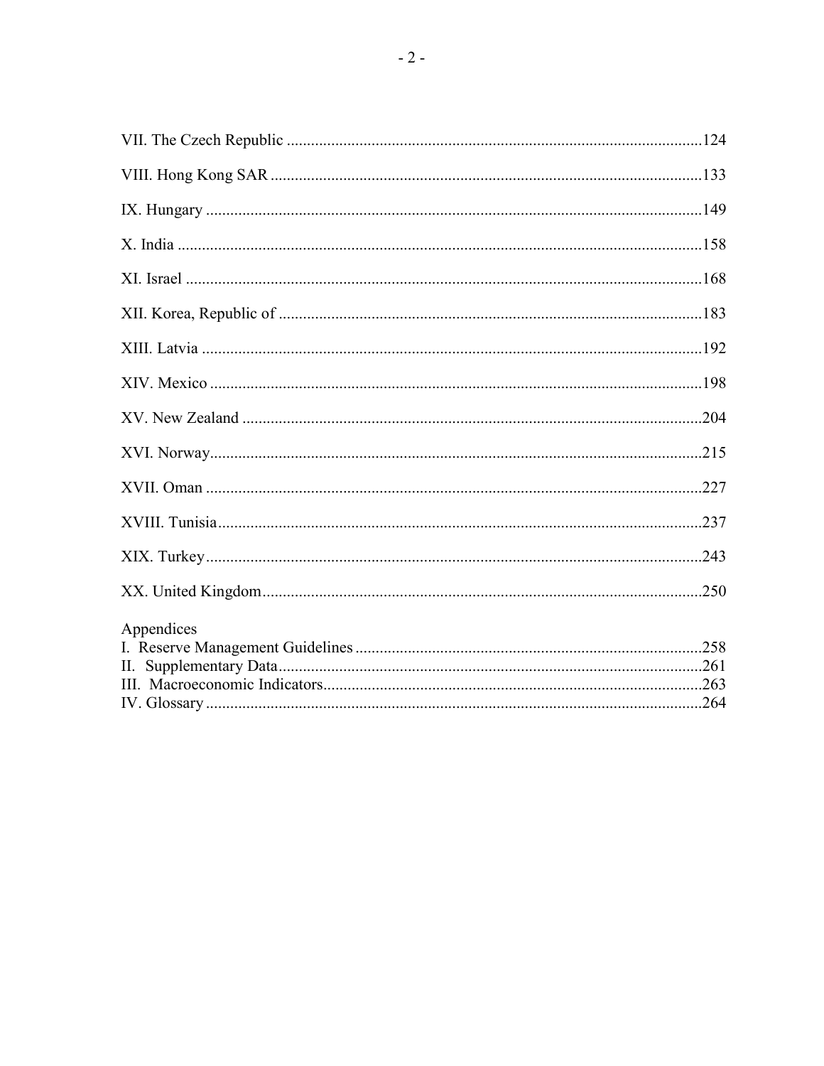VII. The Czech Republic ......................................................................................................124

VIII. Hong Kong SAR ..........................................................................................................133

IX. Hungary ..........................................................................................................................149

X. India .................................................................................................................................158

XI. Israel ...............................................................................................................................168

XII. Korea, Republic of ........................................................................................................183

XIII. Latvia ...........................................................................................................................192

XIV. Mexico .........................................................................................................................198

XV. New Zealand .................................................................................................................204

XVI. Norway.........................................................................................................................215

XVII. Oman ..........................................................................................................................227

XVIII. Tunisia.......................................................................................................................237

XIX. Turkey..........................................................................................................................243

XX. United Kingdom............................................................................................................250

Appendices
I. Reserve Management Guidelines .....................................................................................258
II. Supplementary Data........................................................................................................261
III. Macroeconomic Indicators.............................................................................................263
IV. Glossary .........................................................................................................................264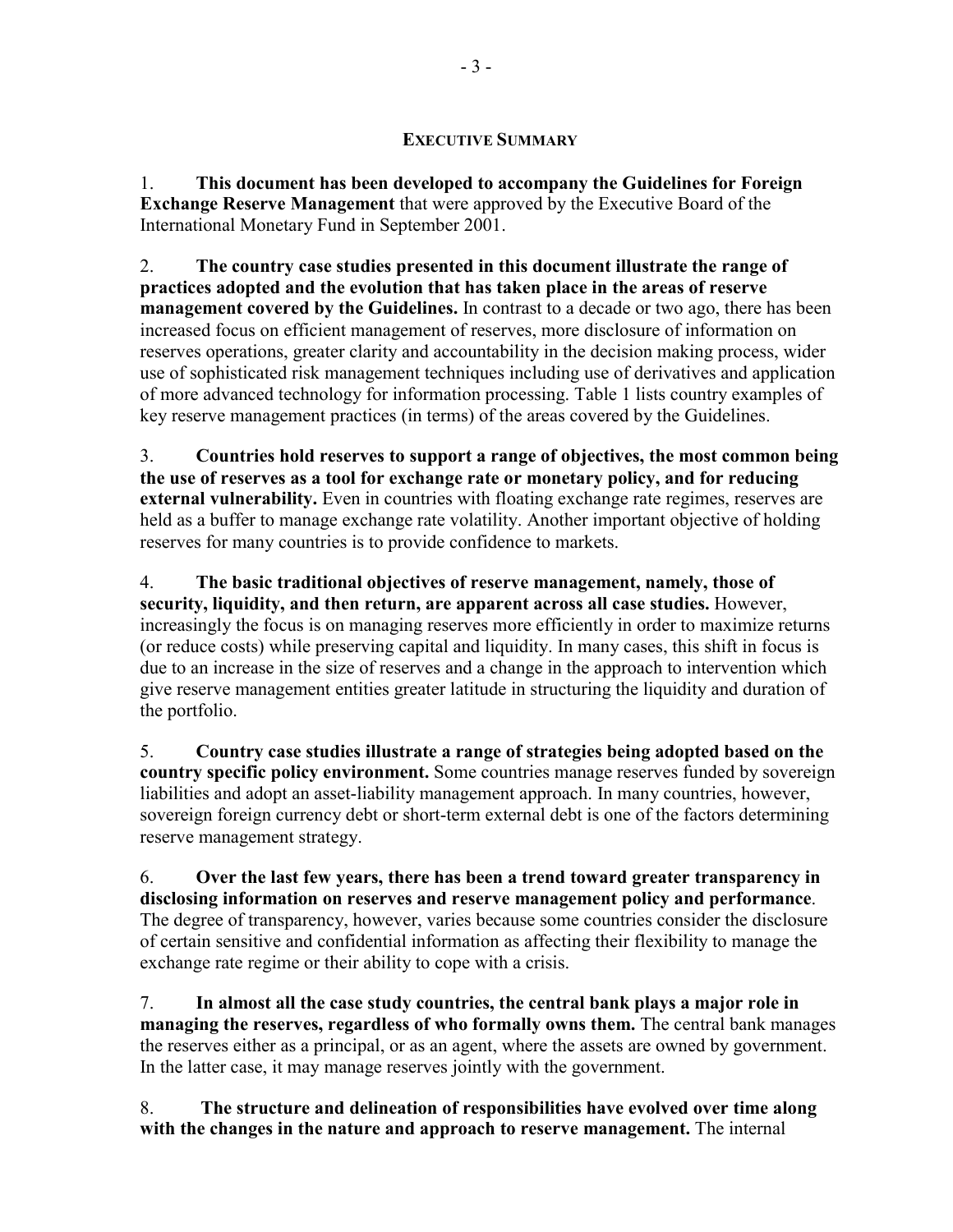## EXECUTIVE SUMMARY

1. **This document has been developed to accompany the Guidelines for Foreign Exchange Reserve Management** that were approved by the Executive Board of the International Monetary Fund in September 2001.

2. **The country case studies presented in this document illustrate the range of practices adopted and the evolution that has taken place in the areas of reserve management covered by the Guidelines.** In contrast to a decade or two ago, there has been increased focus on efficient management of reserves, more disclosure of information on reserves operations, greater clarity and accountability in the decision making process, wider use of sophisticated risk management techniques including use of derivatives and application of more advanced technology for information processing. Table 1 lists country examples of key reserve management practices (in terms) of the areas covered by the Guidelines.

3. **Countries hold reserves to support a range of objectives, the most common being the use of reserves as a tool for exchange rate or monetary policy, and for reducing external vulnerability.** Even in countries with floating exchange rate regimes, reserves are held as a buffer to manage exchange rate volatility. Another important objective of holding reserves for many countries is to provide confidence to markets.

4. **The basic traditional objectives of reserve management, namely, those of security, liquidity, and then return, are apparent across all case studies.** However, increasingly the focus is on managing reserves more efficiently in order to maximize returns (or reduce costs) while preserving capital and liquidity. In many cases, this shift in focus is due to an increase in the size of reserves and a change in the approach to intervention which give reserve management entities greater latitude in structuring the liquidity and duration of the portfolio.

5. **Country case studies illustrate a range of strategies being adopted based on the country specific policy environment.** Some countries manage reserves funded by sovereign liabilities and adopt an asset-liability management approach. In many countries, however, sovereign foreign currency debt or short-term external debt is one of the factors determining reserve management strategy.

6. **Over the last few years, there has been a trend toward greater transparency in disclosing information on reserves and reserve management policy and performance**. The degree of transparency, however, varies because some countries consider the disclosure of certain sensitive and confidential information as affecting their flexibility to manage the exchange rate regime or their ability to cope with a crisis.

7. **In almost all the case study countries, the central bank plays a major role in managing the reserves, regardless of who formally owns them.** The central bank manages the reserves either as a principal, or as an agent, where the assets are owned by government. In the latter case, it may manage reserves jointly with the government.

8. **The structure and delineation of responsibilities have evolved over time along with the changes in the nature and approach to reserve management.** The internal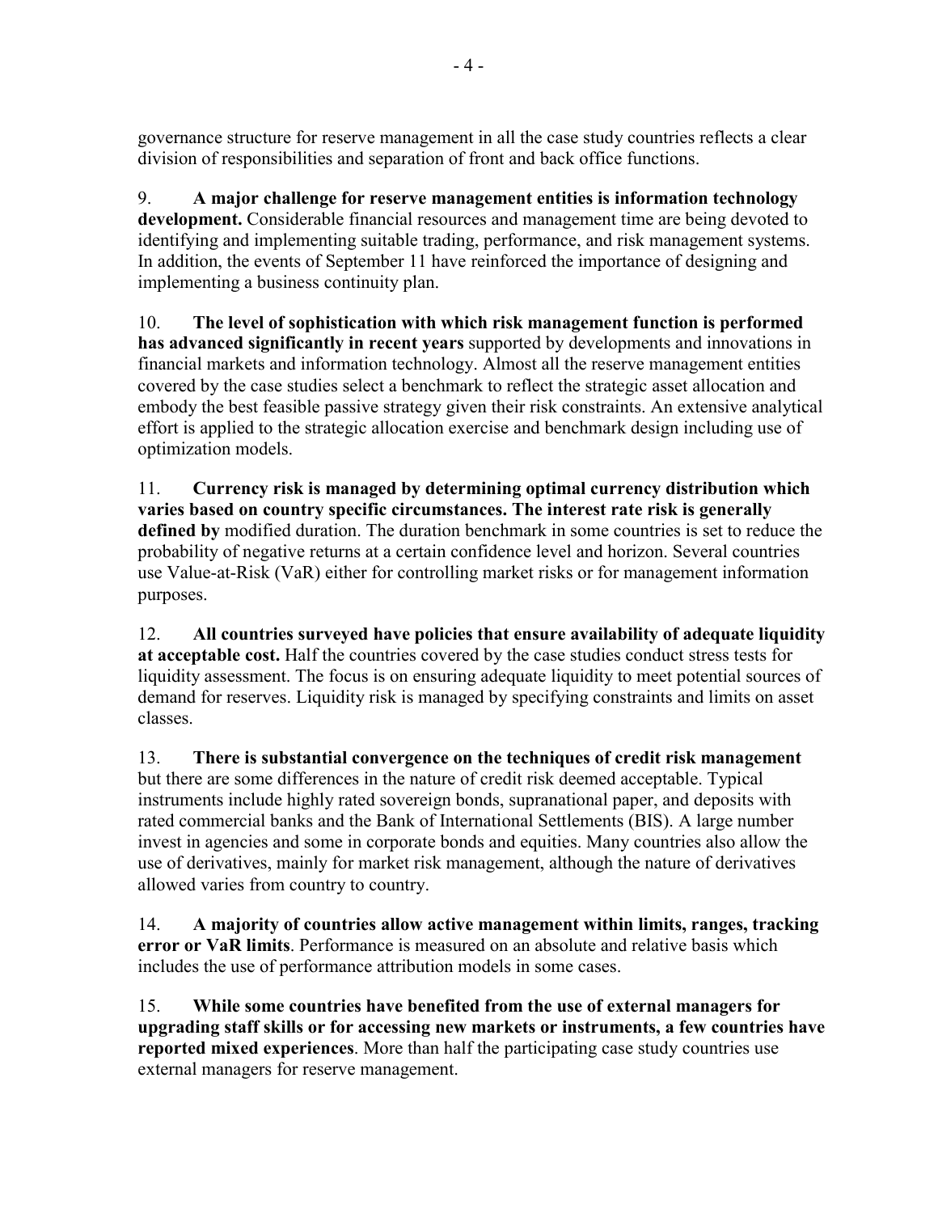governance structure for reserve management in all the case study countries reflects a clear division of responsibilities and separation of front and back office functions.

9. **A major challenge for reserve management entities is information technology development.** Considerable financial resources and management time are being devoted to identifying and implementing suitable trading, performance, and risk management systems. In addition, the events of September 11 have reinforced the importance of designing and implementing a business continuity plan.

10. **The level of sophistication with which risk management function is performed has advanced significantly in recent years** supported by developments and innovations in financial markets and information technology. Almost all the reserve management entities covered by the case studies select a benchmark to reflect the strategic asset allocation and embody the best feasible passive strategy given their risk constraints. An extensive analytical effort is applied to the strategic allocation exercise and benchmark design including use of optimization models.

11. **Currency risk is managed by determining optimal currency distribution which varies based on country specific circumstances. The interest rate risk is generally defined by** modified duration. The duration benchmark in some countries is set to reduce the probability of negative returns at a certain confidence level and horizon. Several countries use Value-at-Risk (VaR) either for controlling market risks or for management information purposes.

12. **All countries surveyed have policies that ensure availability of adequate liquidity at acceptable cost.** Half the countries covered by the case studies conduct stress tests for liquidity assessment. The focus is on ensuring adequate liquidity to meet potential sources of demand for reserves. Liquidity risk is managed by specifying constraints and limits on asset classes.

13. **There is substantial convergence on the techniques of credit risk management** but there are some differences in the nature of credit risk deemed acceptable. Typical instruments include highly rated sovereign bonds, supranational paper, and deposits with rated commercial banks and the Bank of International Settlements (BIS). A large number invest in agencies and some in corporate bonds and equities. Many countries also allow the use of derivatives, mainly for market risk management, although the nature of derivatives allowed varies from country to country.

14. **A majority of countries allow active management within limits, ranges, tracking error or VaR limits**. Performance is measured on an absolute and relative basis which includes the use of performance attribution models in some cases.

15. **While some countries have benefited from the use of external managers for upgrading staff skills or for accessing new markets or instruments, a few countries have reported mixed experiences**. More than half the participating case study countries use external managers for reserve management.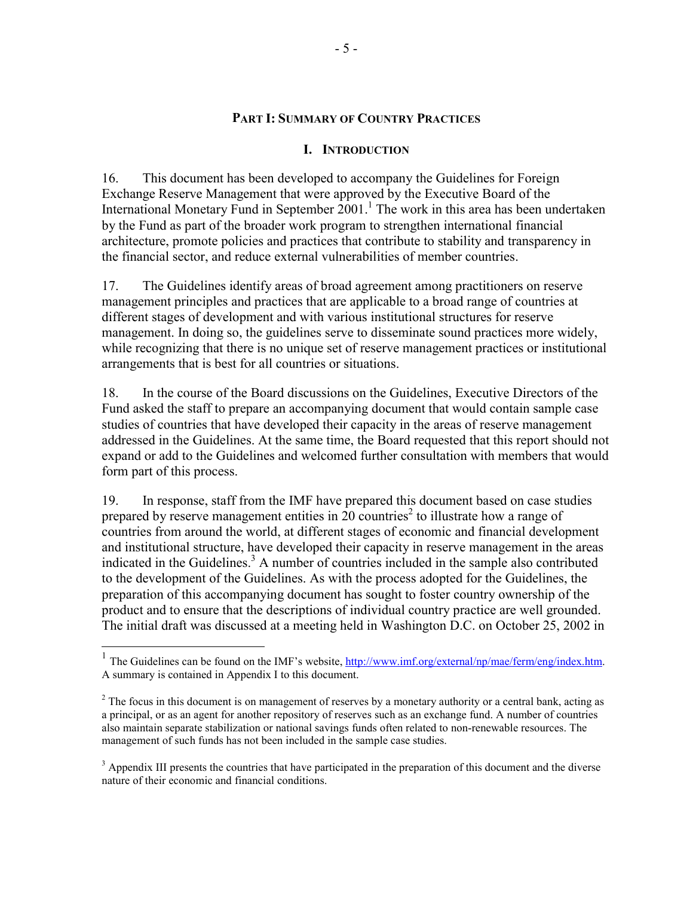# PART I: SUMMARY OF COUNTRY PRACTICES

## I. INTRODUCTION

16. This document has been developed to accompany the Guidelines for Foreign Exchange Reserve Management that were approved by the Executive Board of the International Monetary Fund in September 2001.[1] The work in this area has been undertaken by the Fund as part of the broader work program to strengthen international financial architecture, promote policies and practices that contribute to stability and transparency in the financial sector, and reduce external vulnerabilities of member countries.

17. The Guidelines identify areas of broad agreement among practitioners on reserve management principles and practices that are applicable to a broad range of countries at different stages of development and with various institutional structures for reserve management. In doing so, the guidelines serve to disseminate sound practices more widely, while recognizing that there is no unique set of reserve management practices or institutional arrangements that is best for all countries or situations.

18. In the course of the Board discussions on the Guidelines, Executive Directors of the Fund asked the staff to prepare an accompanying document that would contain sample case studies of countries that have developed their capacity in the areas of reserve management addressed in the Guidelines. At the same time, the Board requested that this report should not expand or add to the Guidelines and welcomed further consultation with members that would form part of this process.

19. In response, staff from the IMF have prepared this document based on case studies prepared by reserve management entities in 20 countries[2] to illustrate how a range of countries from around the world, at different stages of economic and financial development and institutional structure, have developed their capacity in reserve management in the areas indicated in the Guidelines.[3] A number of countries included in the sample also contributed to the development of the Guidelines. As with the process adopted for the Guidelines, the preparation of this accompanying document has sought to foster country ownership of the product and to ensure that the descriptions of individual country practice are well grounded. The initial draft was discussed at a meeting held in Washington D.C. on October 25, 2002 in

---

[1] The Guidelines can be found on the IMF's website, http://www.imf.org/external/np/mae/ferm/eng/index.htm. A summary is contained in Appendix I to this document.

[2] The focus in this document is on management of reserves by a monetary authority or a central bank, acting as a principal, or as an agent for another repository of reserves such as an exchange fund. A number of countries also maintain separate stabilization or national savings funds often related to non-renewable resources. The management of such funds has not been included in the sample case studies.

[3] Appendix III presents the countries that have participated in the preparation of this document and the diverse nature of their economic and financial conditions.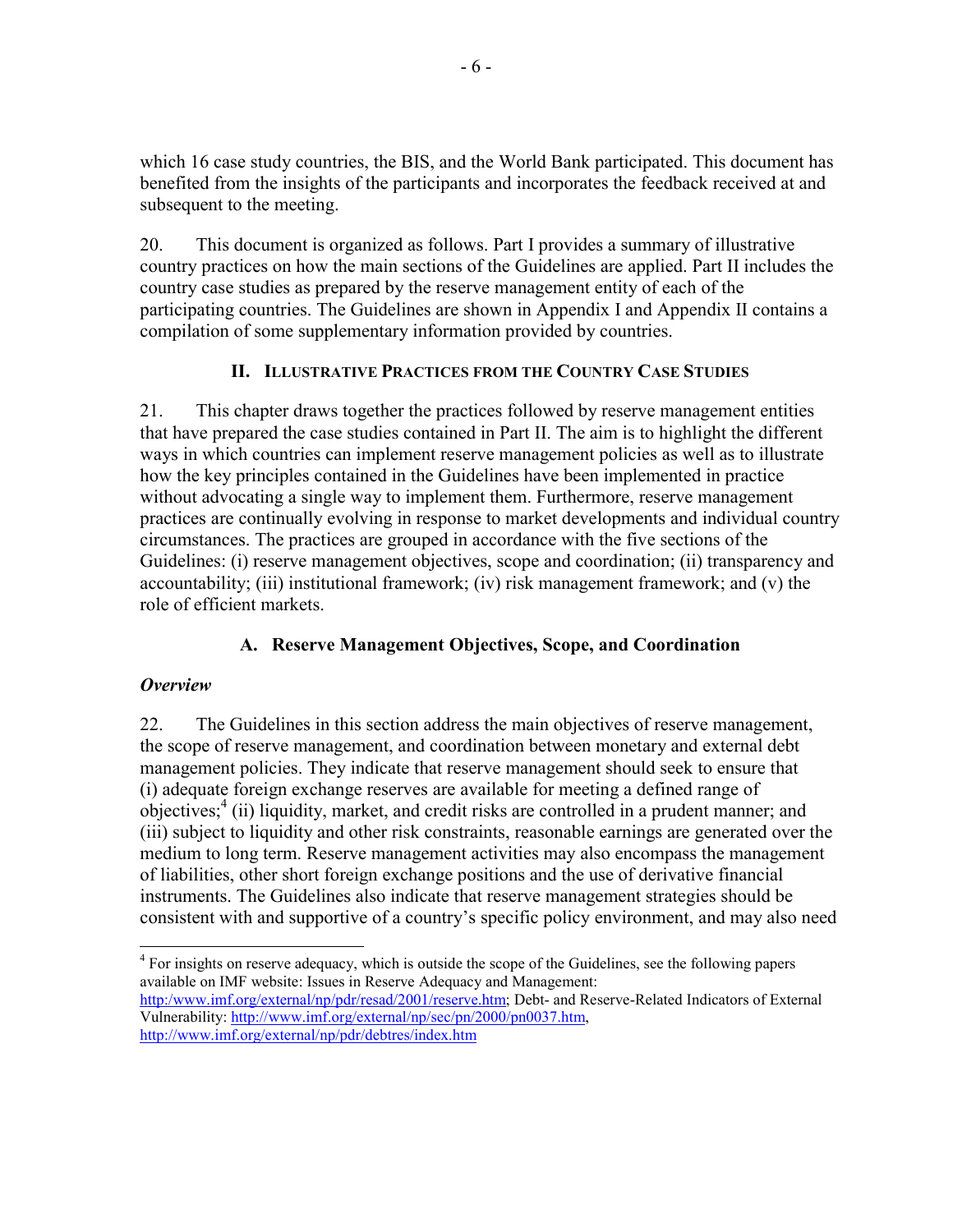which 16 case study countries, the BIS, and the World Bank participated. This document has benefited from the insights of the participants and incorporates the feedback received at and subsequent to the meeting.

20. This document is organized as follows. Part I provides a summary of illustrative country practices on how the main sections of the Guidelines are applied. Part II includes the country case studies as prepared by the reserve management entity of each of the participating countries. The Guidelines are shown in Appendix I and Appendix II contains a compilation of some supplementary information provided by countries.

## II. Illustrative Practices from the Country Case Studies

21. This chapter draws together the practices followed by reserve management entities that have prepared the case studies contained in Part II. The aim is to highlight the different ways in which countries can implement reserve management policies as well as to illustrate how the key principles contained in the Guidelines have been implemented in practice without advocating a single way to implement them. Furthermore, reserve management practices are continually evolving in response to market developments and individual country circumstances. The practices are grouped in accordance with the five sections of the Guidelines: (i) reserve management objectives, scope and coordination; (ii) transparency and accountability; (iii) institutional framework; (iv) risk management framework; and (v) the role of efficient markets.

### A. Reserve Management Objectives, Scope, and Coordination

***Overview***

22. The Guidelines in this section address the main objectives of reserve management, the scope of reserve management, and coordination between monetary and external debt management policies. They indicate that reserve management should seek to ensure that (i) adequate foreign exchange reserves are available for meeting a defined range of objectives;[4] (ii) liquidity, market, and credit risks are controlled in a prudent manner; and (iii) subject to liquidity and other risk constraints, reasonable earnings are generated over the medium to long term. Reserve management activities may also encompass the management of liabilities, other short foreign exchange positions and the use of derivative financial instruments. The Guidelines also indicate that reserve management strategies should be consistent with and supportive of a country's specific policy environment, and may also need

---

[4] For insights on reserve adequacy, which is outside the scope of the Guidelines, see the following papers available on IMF website: Issues in Reserve Adequacy and Management: http:/www.imf.org/external/np/pdr/resad/2001/reserve.htm; Debt- and Reserve-Related Indicators of External Vulnerability: http://www.imf.org/external/np/sec/pn/2000/pn0037.htm, http://www.imf.org/external/np/pdr/debtres/index.htm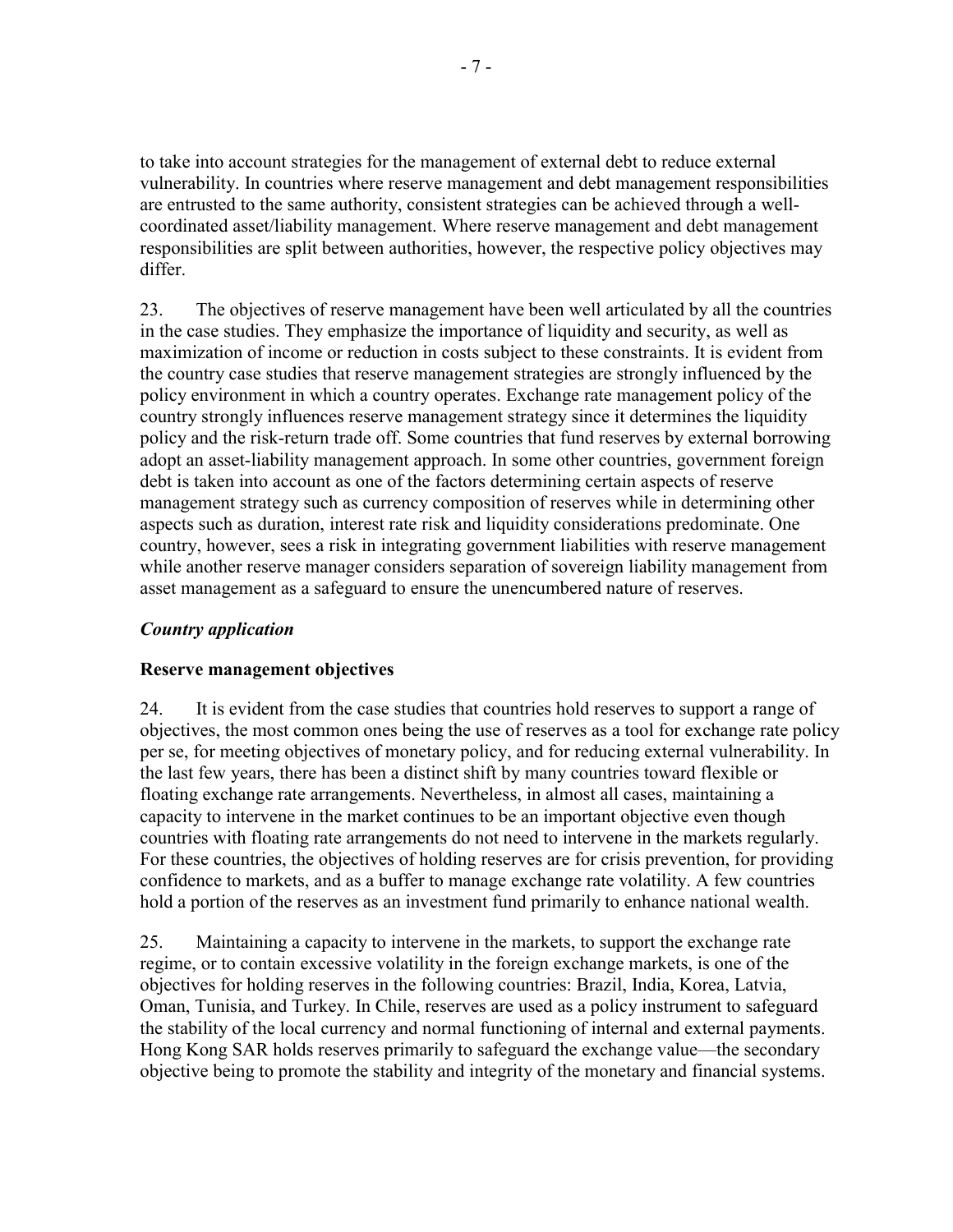to take into account strategies for the management of external debt to reduce external vulnerability. In countries where reserve management and debt management responsibilities are entrusted to the same authority, consistent strategies can be achieved through a well-coordinated asset/liability management. Where reserve management and debt management responsibilities are split between authorities, however, the respective policy objectives may differ.

23. The objectives of reserve management have been well articulated by all the countries in the case studies. They emphasize the importance of liquidity and security, as well as maximization of income or reduction in costs subject to these constraints. It is evident from the country case studies that reserve management strategies are strongly influenced by the policy environment in which a country operates. Exchange rate management policy of the country strongly influences reserve management strategy since it determines the liquidity policy and the risk-return trade off. Some countries that fund reserves by external borrowing adopt an asset-liability management approach. In some other countries, government foreign debt is taken into account as one of the factors determining certain aspects of reserve management strategy such as currency composition of reserves while in determining other aspects such as duration, interest rate risk and liquidity considerations predominate. One country, however, sees a risk in integrating government liabilities with reserve management while another reserve manager considers separation of sovereign liability management from asset management as a safeguard to ensure the unencumbered nature of reserves.

***Country application***

**Reserve management objectives**

24. It is evident from the case studies that countries hold reserves to support a range of objectives, the most common ones being the use of reserves as a tool for exchange rate policy per se, for meeting objectives of monetary policy, and for reducing external vulnerability. In the last few years, there has been a distinct shift by many countries toward flexible or floating exchange rate arrangements. Nevertheless, in almost all cases, maintaining a capacity to intervene in the market continues to be an important objective even though countries with floating rate arrangements do not need to intervene in the markets regularly. For these countries, the objectives of holding reserves are for crisis prevention, for providing confidence to markets, and as a buffer to manage exchange rate volatility. A few countries hold a portion of the reserves as an investment fund primarily to enhance national wealth.

25. Maintaining a capacity to intervene in the markets, to support the exchange rate regime, or to contain excessive volatility in the foreign exchange markets, is one of the objectives for holding reserves in the following countries: Brazil, India, Korea, Latvia, Oman, Tunisia, and Turkey. In Chile, reserves are used as a policy instrument to safeguard the stability of the local currency and normal functioning of internal and external payments. Hong Kong SAR holds reserves primarily to safeguard the exchange value—the secondary objective being to promote the stability and integrity of the monetary and financial systems.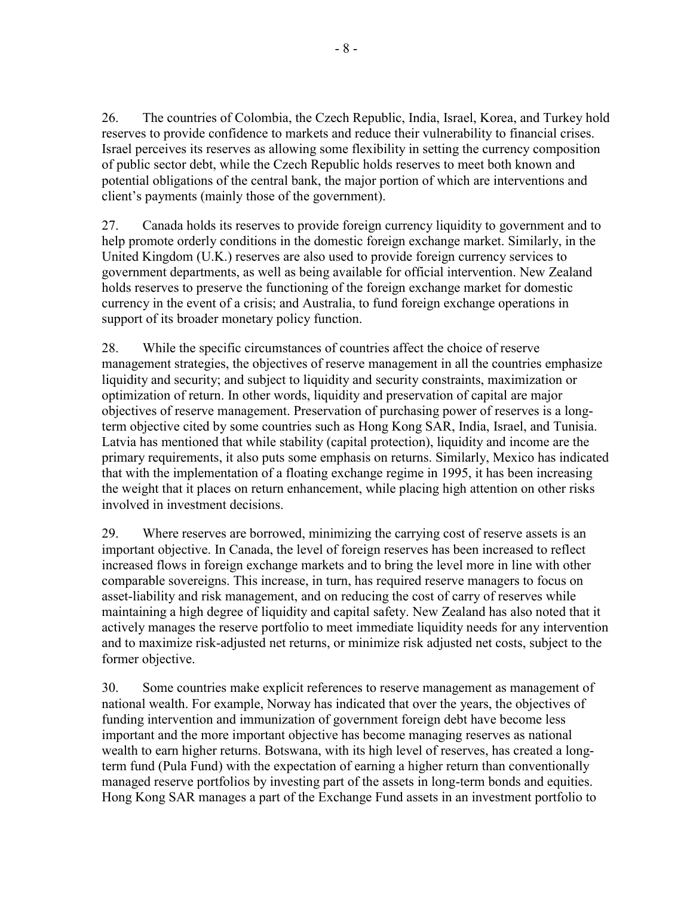26. The countries of Colombia, the Czech Republic, India, Israel, Korea, and Turkey hold reserves to provide confidence to markets and reduce their vulnerability to financial crises. Israel perceives its reserves as allowing some flexibility in setting the currency composition of public sector debt, while the Czech Republic holds reserves to meet both known and potential obligations of the central bank, the major portion of which are interventions and client's payments (mainly those of the government).

27. Canada holds its reserves to provide foreign currency liquidity to government and to help promote orderly conditions in the domestic foreign exchange market. Similarly, in the United Kingdom (U.K.) reserves are also used to provide foreign currency services to government departments, as well as being available for official intervention. New Zealand holds reserves to preserve the functioning of the foreign exchange market for domestic currency in the event of a crisis; and Australia, to fund foreign exchange operations in support of its broader monetary policy function.

28. While the specific circumstances of countries affect the choice of reserve management strategies, the objectives of reserve management in all the countries emphasize liquidity and security; and subject to liquidity and security constraints, maximization or optimization of return. In other words, liquidity and preservation of capital are major objectives of reserve management. Preservation of purchasing power of reserves is a long-term objective cited by some countries such as Hong Kong SAR, India, Israel, and Tunisia. Latvia has mentioned that while stability (capital protection), liquidity and income are the primary requirements, it also puts some emphasis on returns. Similarly, Mexico has indicated that with the implementation of a floating exchange regime in 1995, it has been increasing the weight that it places on return enhancement, while placing high attention on other risks involved in investment decisions.

29. Where reserves are borrowed, minimizing the carrying cost of reserve assets is an important objective. In Canada, the level of foreign reserves has been increased to reflect increased flows in foreign exchange markets and to bring the level more in line with other comparable sovereigns. This increase, in turn, has required reserve managers to focus on asset-liability and risk management, and on reducing the cost of carry of reserves while maintaining a high degree of liquidity and capital safety. New Zealand has also noted that it actively manages the reserve portfolio to meet immediate liquidity needs for any intervention and to maximize risk-adjusted net returns, or minimize risk adjusted net costs, subject to the former objective.

30. Some countries make explicit references to reserve management as management of national wealth. For example, Norway has indicated that over the years, the objectives of funding intervention and immunization of government foreign debt have become less important and the more important objective has become managing reserves as national wealth to earn higher returns. Botswana, with its high level of reserves, has created a long-term fund (Pula Fund) with the expectation of earning a higher return than conventionally managed reserve portfolios by investing part of the assets in long-term bonds and equities. Hong Kong SAR manages a part of the Exchange Fund assets in an investment portfolio to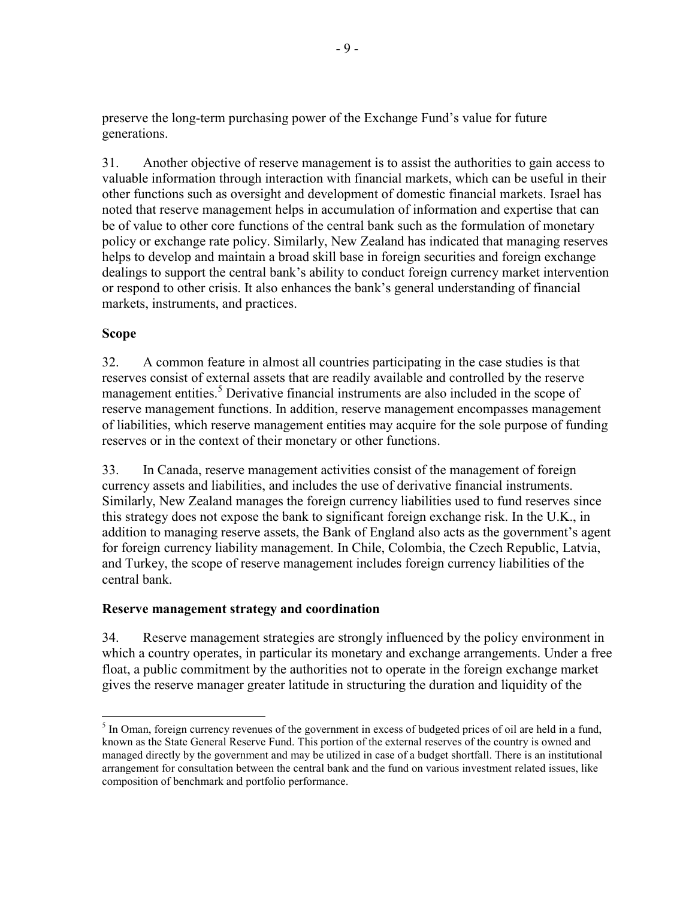preserve the long-term purchasing power of the Exchange Fund's value for future generations.

31. Another objective of reserve management is to assist the authorities to gain access to valuable information through interaction with financial markets, which can be useful in their other functions such as oversight and development of domestic financial markets. Israel has noted that reserve management helps in accumulation of information and expertise that can be of value to other core functions of the central bank such as the formulation of monetary policy or exchange rate policy. Similarly, New Zealand has indicated that managing reserves helps to develop and maintain a broad skill base in foreign securities and foreign exchange dealings to support the central bank's ability to conduct foreign currency market intervention or respond to other crisis. It also enhances the bank's general understanding of financial markets, instruments, and practices.

**Scope**

32. A common feature in almost all countries participating in the case studies is that reserves consist of external assets that are readily available and controlled by the reserve management entities.[5] Derivative financial instruments are also included in the scope of reserve management functions. In addition, reserve management encompasses management of liabilities, which reserve management entities may acquire for the sole purpose of funding reserves or in the context of their monetary or other functions.

33. In Canada, reserve management activities consist of the management of foreign currency assets and liabilities, and includes the use of derivative financial instruments. Similarly, New Zealand manages the foreign currency liabilities used to fund reserves since this strategy does not expose the bank to significant foreign exchange risk. In the U.K., in addition to managing reserve assets, the Bank of England also acts as the government's agent for foreign currency liability management. In Chile, Colombia, the Czech Republic, Latvia, and Turkey, the scope of reserve management includes foreign currency liabilities of the central bank.

**Reserve management strategy and coordination**

34. Reserve management strategies are strongly influenced by the policy environment in which a country operates, in particular its monetary and exchange arrangements. Under a free float, a public commitment by the authorities not to operate in the foreign exchange market gives the reserve manager greater latitude in structuring the duration and liquidity of the

[5] In Oman, foreign currency revenues of the government in excess of budgeted prices of oil are held in a fund, known as the State General Reserve Fund. This portion of the external reserves of the country is owned and managed directly by the government and may be utilized in case of a budget shortfall. There is an institutional arrangement for consultation between the central bank and the fund on various investment related issues, like composition of benchmark and portfolio performance.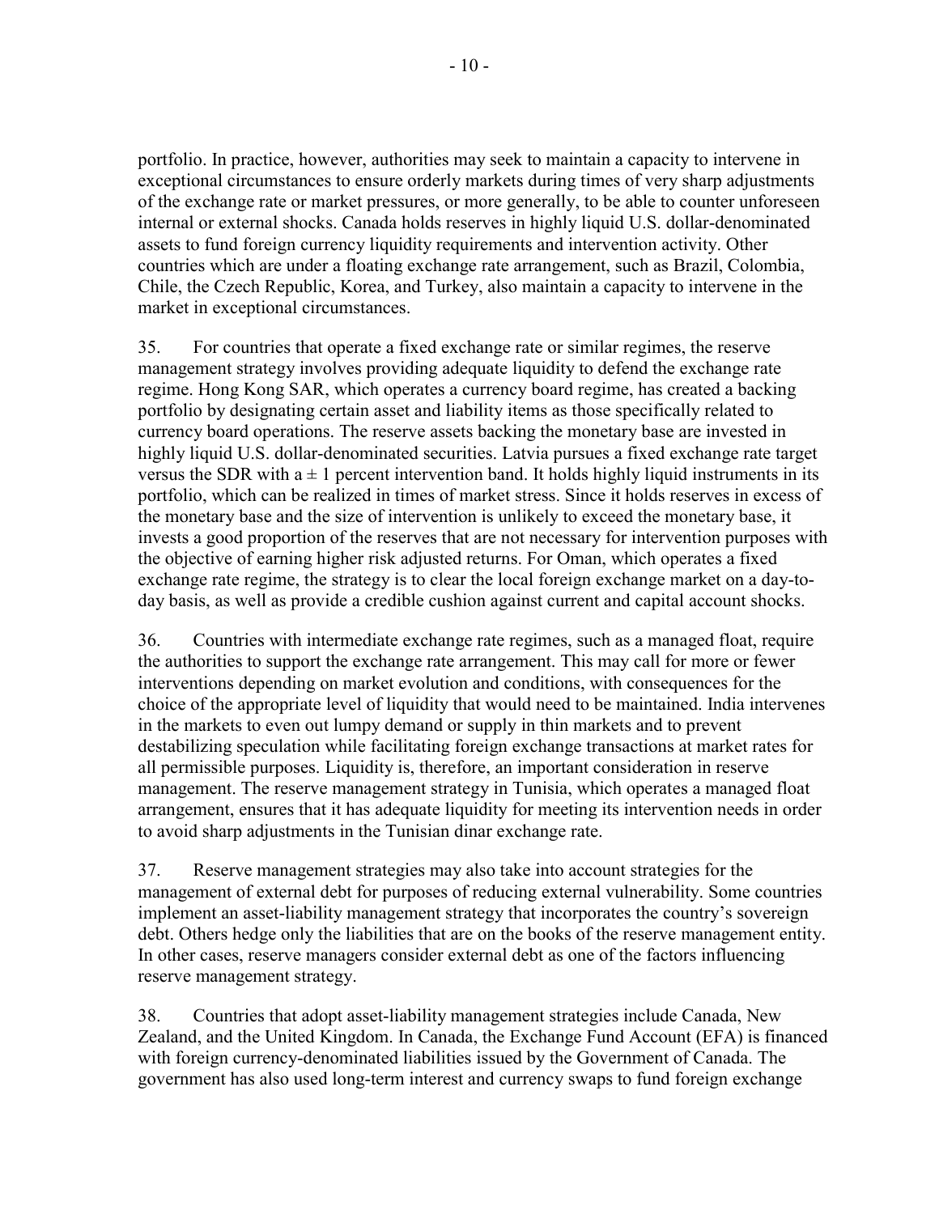portfolio. In practice, however, authorities may seek to maintain a capacity to intervene in exceptional circumstances to ensure orderly markets during times of very sharp adjustments of the exchange rate or market pressures, or more generally, to be able to counter unforeseen internal or external shocks. Canada holds reserves in highly liquid U.S. dollar-denominated assets to fund foreign currency liquidity requirements and intervention activity. Other countries which are under a floating exchange rate arrangement, such as Brazil, Colombia, Chile, the Czech Republic, Korea, and Turkey, also maintain a capacity to intervene in the market in exceptional circumstances.

35. For countries that operate a fixed exchange rate or similar regimes, the reserve management strategy involves providing adequate liquidity to defend the exchange rate regime. Hong Kong SAR, which operates a currency board regime, has created a backing portfolio by designating certain asset and liability items as those specifically related to currency board operations. The reserve assets backing the monetary base are invested in highly liquid U.S. dollar-denominated securities. Latvia pursues a fixed exchange rate target versus the SDR with a ± 1 percent intervention band. It holds highly liquid instruments in its portfolio, which can be realized in times of market stress. Since it holds reserves in excess of the monetary base and the size of intervention is unlikely to exceed the monetary base, it invests a good proportion of the reserves that are not necessary for intervention purposes with the objective of earning higher risk adjusted returns. For Oman, which operates a fixed exchange rate regime, the strategy is to clear the local foreign exchange market on a day-to-day basis, as well as provide a credible cushion against current and capital account shocks.

36. Countries with intermediate exchange rate regimes, such as a managed float, require the authorities to support the exchange rate arrangement. This may call for more or fewer interventions depending on market evolution and conditions, with consequences for the choice of the appropriate level of liquidity that would need to be maintained. India intervenes in the markets to even out lumpy demand or supply in thin markets and to prevent destabilizing speculation while facilitating foreign exchange transactions at market rates for all permissible purposes. Liquidity is, therefore, an important consideration in reserve management. The reserve management strategy in Tunisia, which operates a managed float arrangement, ensures that it has adequate liquidity for meeting its intervention needs in order to avoid sharp adjustments in the Tunisian dinar exchange rate.

37. Reserve management strategies may also take into account strategies for the management of external debt for purposes of reducing external vulnerability. Some countries implement an asset-liability management strategy that incorporates the country's sovereign debt. Others hedge only the liabilities that are on the books of the reserve management entity. In other cases, reserve managers consider external debt as one of the factors influencing reserve management strategy.

38. Countries that adopt asset-liability management strategies include Canada, New Zealand, and the United Kingdom. In Canada, the Exchange Fund Account (EFA) is financed with foreign currency-denominated liabilities issued by the Government of Canada. The government has also used long-term interest and currency swaps to fund foreign exchange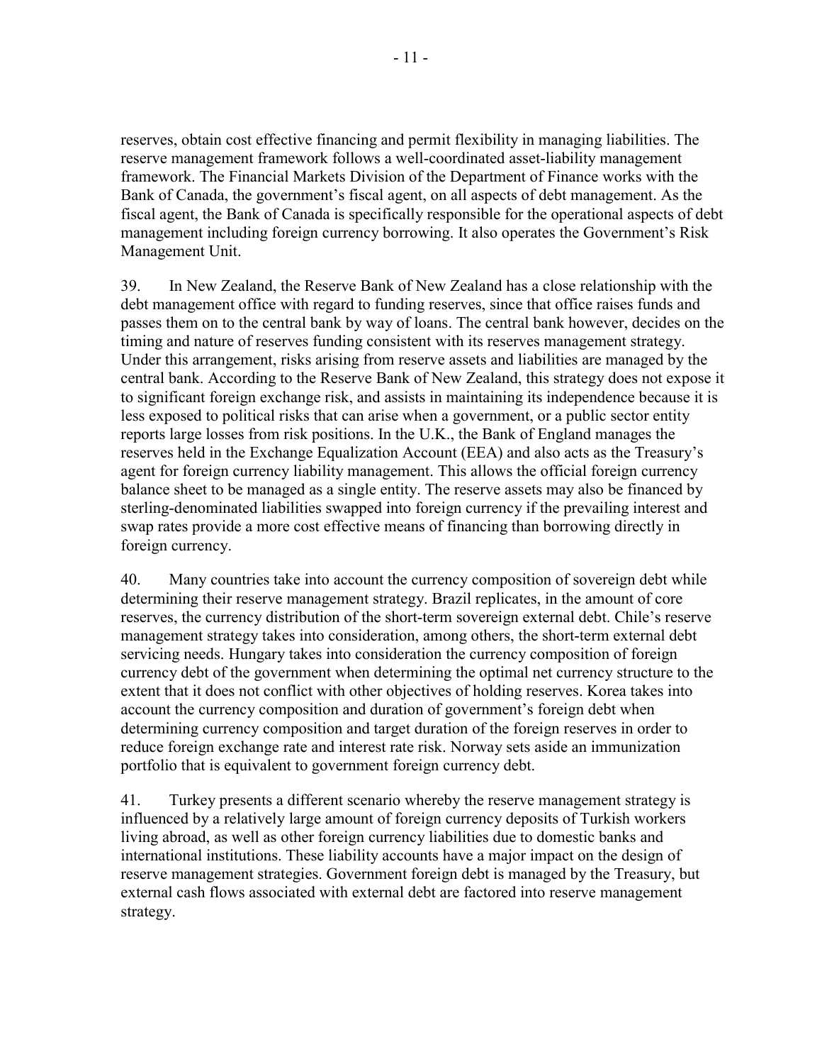reserves, obtain cost effective financing and permit flexibility in managing liabilities. The reserve management framework follows a well-coordinated asset-liability management framework. The Financial Markets Division of the Department of Finance works with the Bank of Canada, the government's fiscal agent, on all aspects of debt management. As the fiscal agent, the Bank of Canada is specifically responsible for the operational aspects of debt management including foreign currency borrowing. It also operates the Government's Risk Management Unit.

39. In New Zealand, the Reserve Bank of New Zealand has a close relationship with the debt management office with regard to funding reserves, since that office raises funds and passes them on to the central bank by way of loans. The central bank however, decides on the timing and nature of reserves funding consistent with its reserves management strategy. Under this arrangement, risks arising from reserve assets and liabilities are managed by the central bank. According to the Reserve Bank of New Zealand, this strategy does not expose it to significant foreign exchange risk, and assists in maintaining its independence because it is less exposed to political risks that can arise when a government, or a public sector entity reports large losses from risk positions. In the U.K., the Bank of England manages the reserves held in the Exchange Equalization Account (EEA) and also acts as the Treasury's agent for foreign currency liability management. This allows the official foreign currency balance sheet to be managed as a single entity. The reserve assets may also be financed by sterling-denominated liabilities swapped into foreign currency if the prevailing interest and swap rates provide a more cost effective means of financing than borrowing directly in foreign currency.

40. Many countries take into account the currency composition of sovereign debt while determining their reserve management strategy. Brazil replicates, in the amount of core reserves, the currency distribution of the short-term sovereign external debt. Chile's reserve management strategy takes into consideration, among others, the short-term external debt servicing needs. Hungary takes into consideration the currency composition of foreign currency debt of the government when determining the optimal net currency structure to the extent that it does not conflict with other objectives of holding reserves. Korea takes into account the currency composition and duration of government's foreign debt when determining currency composition and target duration of the foreign reserves in order to reduce foreign exchange rate and interest rate risk. Norway sets aside an immunization portfolio that is equivalent to government foreign currency debt.

41. Turkey presents a different scenario whereby the reserve management strategy is influenced by a relatively large amount of foreign currency deposits of Turkish workers living abroad, as well as other foreign currency liabilities due to domestic banks and international institutions. These liability accounts have a major impact on the design of reserve management strategies. Government foreign debt is managed by the Treasury, but external cash flows associated with external debt are factored into reserve management strategy.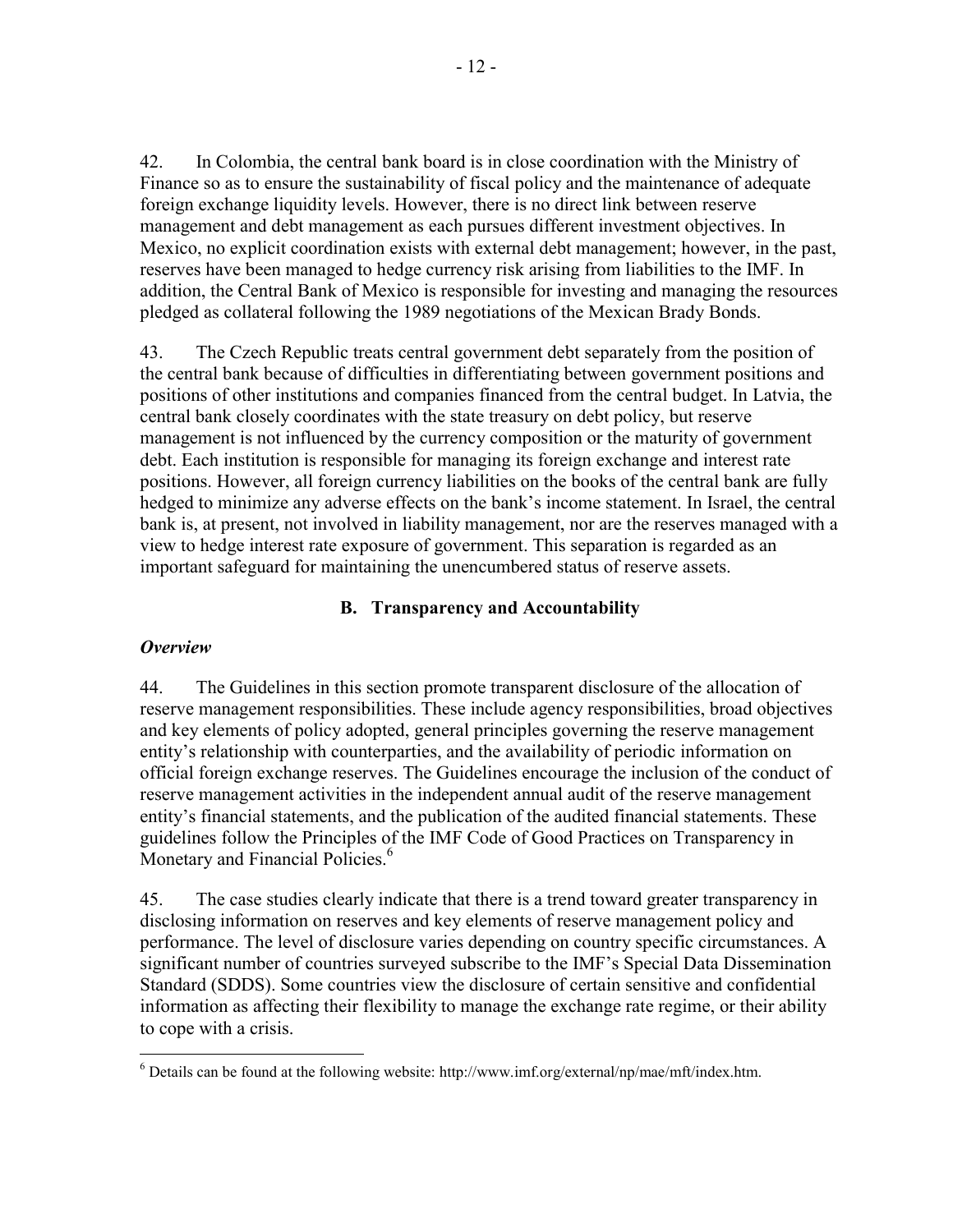42. In Colombia, the central bank board is in close coordination with the Ministry of Finance so as to ensure the sustainability of fiscal policy and the maintenance of adequate foreign exchange liquidity levels. However, there is no direct link between reserve management and debt management as each pursues different investment objectives. In Mexico, no explicit coordination exists with external debt management; however, in the past, reserves have been managed to hedge currency risk arising from liabilities to the IMF. In addition, the Central Bank of Mexico is responsible for investing and managing the resources pledged as collateral following the 1989 negotiations of the Mexican Brady Bonds.

43. The Czech Republic treats central government debt separately from the position of the central bank because of difficulties in differentiating between government positions and positions of other institutions and companies financed from the central budget. In Latvia, the central bank closely coordinates with the state treasury on debt policy, but reserve management is not influenced by the currency composition or the maturity of government debt. Each institution is responsible for managing its foreign exchange and interest rate positions. However, all foreign currency liabilities on the books of the central bank are fully hedged to minimize any adverse effects on the bank's income statement. In Israel, the central bank is, at present, not involved in liability management, nor are the reserves managed with a view to hedge interest rate exposure of government. This separation is regarded as an important safeguard for maintaining the unencumbered status of reserve assets.

## B. Transparency and Accountability

### *Overview*

44. The Guidelines in this section promote transparent disclosure of the allocation of reserve management responsibilities. These include agency responsibilities, broad objectives and key elements of policy adopted, general principles governing the reserve management entity's relationship with counterparties, and the availability of periodic information on official foreign exchange reserves. The Guidelines encourage the inclusion of the conduct of reserve management activities in the independent annual audit of the reserve management entity's financial statements, and the publication of the audited financial statements. These guidelines follow the Principles of the IMF Code of Good Practices on Transparency in Monetary and Financial Policies.[6]

45. The case studies clearly indicate that there is a trend toward greater transparency in disclosing information on reserves and key elements of reserve management policy and performance. The level of disclosure varies depending on country specific circumstances. A significant number of countries surveyed subscribe to the IMF's Special Data Dissemination Standard (SDDS). Some countries view the disclosure of certain sensitive and confidential information as affecting their flexibility to manage the exchange rate regime, or their ability to cope with a crisis.

[6] Details can be found at the following website: http://www.imf.org/external/np/mae/mft/index.htm.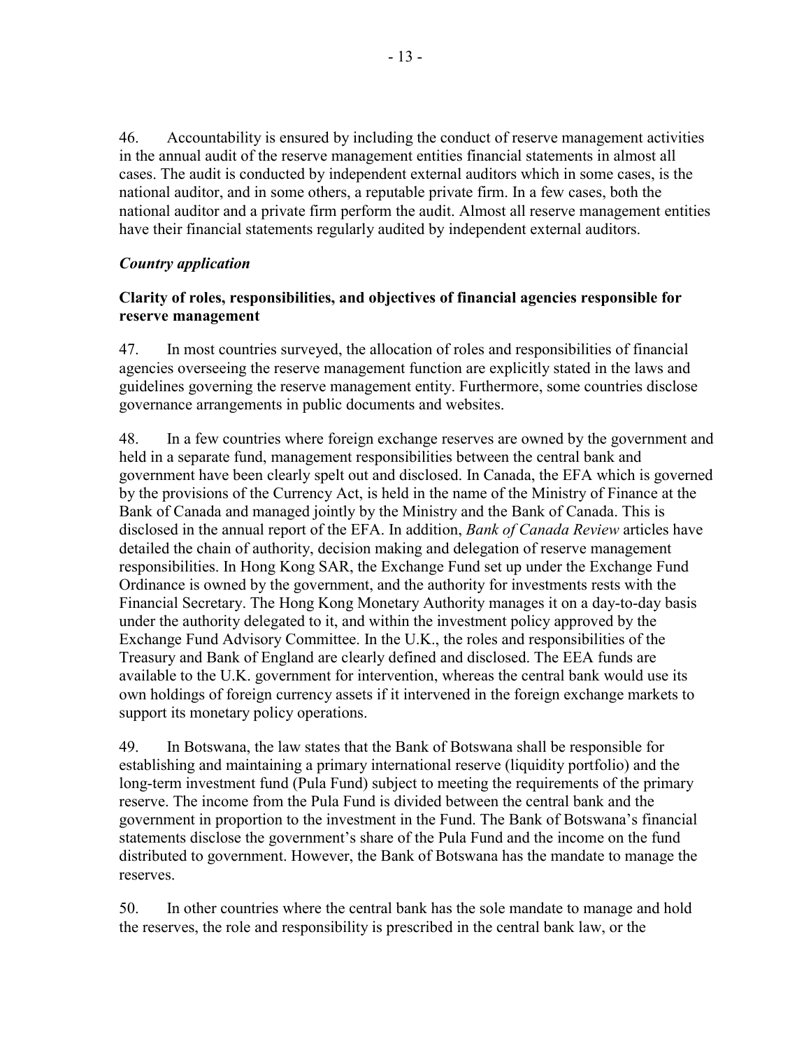46. Accountability is ensured by including the conduct of reserve management activities in the annual audit of the reserve management entities financial statements in almost all cases. The audit is conducted by independent external auditors which in some cases, is the national auditor, and in some others, a reputable private firm. In a few cases, both the national auditor and a private firm perform the audit. Almost all reserve management entities have their financial statements regularly audited by independent external auditors.

### *Country application*

### Clarity of roles, responsibilities, and objectives of financial agencies responsible for reserve management

47. In most countries surveyed, the allocation of roles and responsibilities of financial agencies overseeing the reserve management function are explicitly stated in the laws and guidelines governing the reserve management entity. Furthermore, some countries disclose governance arrangements in public documents and websites.

48. In a few countries where foreign exchange reserves are owned by the government and held in a separate fund, management responsibilities between the central bank and government have been clearly spelt out and disclosed. In Canada, the EFA which is governed by the provisions of the Currency Act, is held in the name of the Ministry of Finance at the Bank of Canada and managed jointly by the Ministry and the Bank of Canada. This is disclosed in the annual report of the EFA. In addition, *Bank of Canada Review* articles have detailed the chain of authority, decision making and delegation of reserve management responsibilities. In Hong Kong SAR, the Exchange Fund set up under the Exchange Fund Ordinance is owned by the government, and the authority for investments rests with the Financial Secretary. The Hong Kong Monetary Authority manages it on a day-to-day basis under the authority delegated to it, and within the investment policy approved by the Exchange Fund Advisory Committee. In the U.K., the roles and responsibilities of the Treasury and Bank of England are clearly defined and disclosed. The EEA funds are available to the U.K. government for intervention, whereas the central bank would use its own holdings of foreign currency assets if it intervened in the foreign exchange markets to support its monetary policy operations.

49. In Botswana, the law states that the Bank of Botswana shall be responsible for establishing and maintaining a primary international reserve (liquidity portfolio) and the long-term investment fund (Pula Fund) subject to meeting the requirements of the primary reserve. The income from the Pula Fund is divided between the central bank and the government in proportion to the investment in the Fund. The Bank of Botswana's financial statements disclose the government's share of the Pula Fund and the income on the fund distributed to government. However, the Bank of Botswana has the mandate to manage the reserves.

50. In other countries where the central bank has the sole mandate to manage and hold the reserves, the role and responsibility is prescribed in the central bank law, or the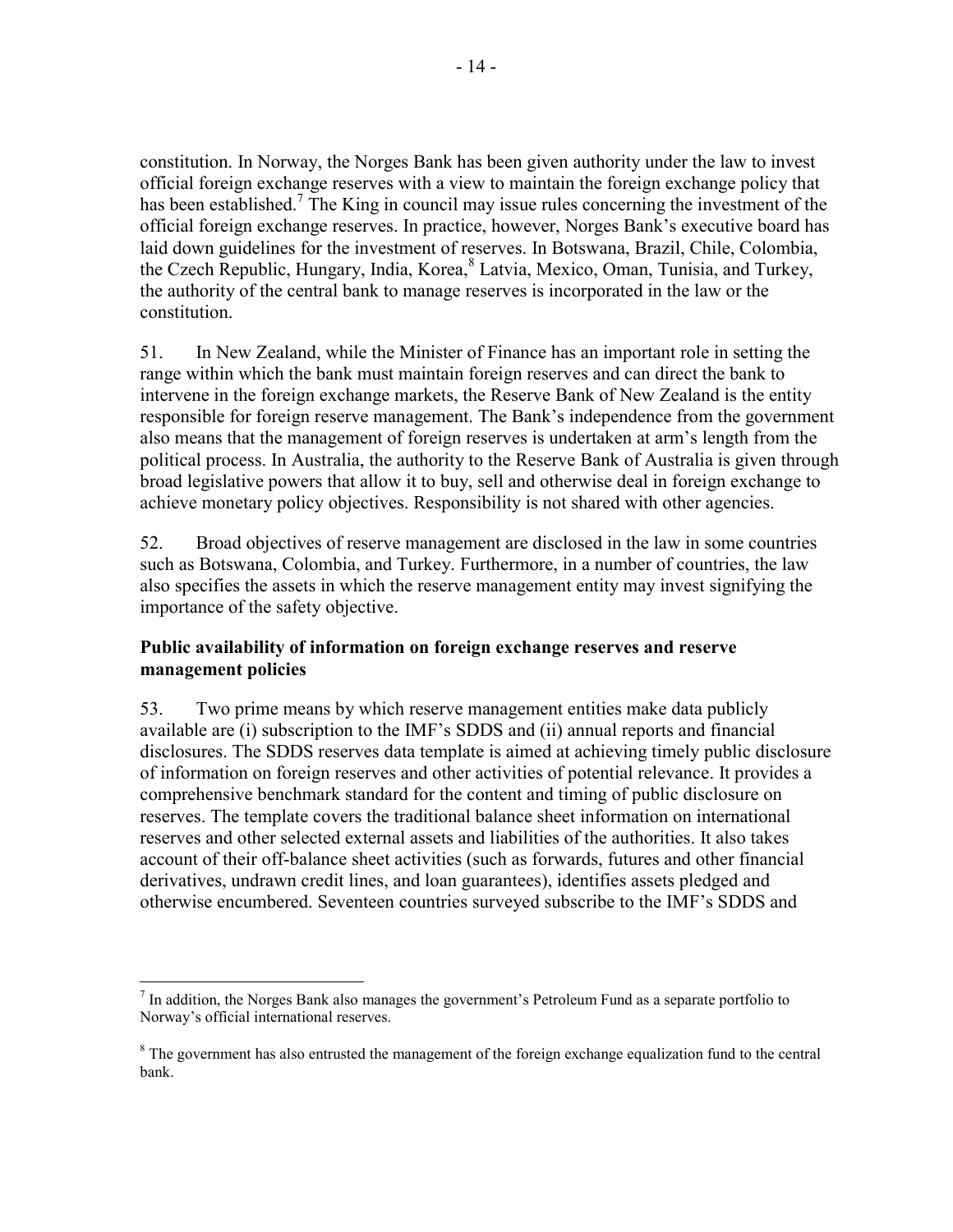constitution. In Norway, the Norges Bank has been given authority under the law to invest official foreign exchange reserves with a view to maintain the foreign exchange policy that has been established.[7] The King in council may issue rules concerning the investment of the official foreign exchange reserves. In practice, however, Norges Bank's executive board has laid down guidelines for the investment of reserves. In Botswana, Brazil, Chile, Colombia, the Czech Republic, Hungary, India, Korea,[8] Latvia, Mexico, Oman, Tunisia, and Turkey, the authority of the central bank to manage reserves is incorporated in the law or the constitution.

51. In New Zealand, while the Minister of Finance has an important role in setting the range within which the bank must maintain foreign reserves and can direct the bank to intervene in the foreign exchange markets, the Reserve Bank of New Zealand is the entity responsible for foreign reserve management. The Bank's independence from the government also means that the management of foreign reserves is undertaken at arm's length from the political process. In Australia, the authority to the Reserve Bank of Australia is given through broad legislative powers that allow it to buy, sell and otherwise deal in foreign exchange to achieve monetary policy objectives. Responsibility is not shared with other agencies.

52. Broad objectives of reserve management are disclosed in the law in some countries such as Botswana, Colombia, and Turkey. Furthermore, in a number of countries, the law also specifies the assets in which the reserve management entity may invest signifying the importance of the safety objective.

### Public availability of information on foreign exchange reserves and reserve management policies

53. Two prime means by which reserve management entities make data publicly available are (i) subscription to the IMF's SDDS and (ii) annual reports and financial disclosures. The SDDS reserves data template is aimed at achieving timely public disclosure of information on foreign reserves and other activities of potential relevance. It provides a comprehensive benchmark standard for the content and timing of public disclosure on reserves. The template covers the traditional balance sheet information on international reserves and other selected external assets and liabilities of the authorities. It also takes account of their off-balance sheet activities (such as forwards, futures and other financial derivatives, undrawn credit lines, and loan guarantees), identifies assets pledged and otherwise encumbered. Seventeen countries surveyed subscribe to the IMF's SDDS and

---

[7] In addition, the Norges Bank also manages the government's Petroleum Fund as a separate portfolio to Norway's official international reserves.

[8] The government has also entrusted the management of the foreign exchange equalization fund to the central bank.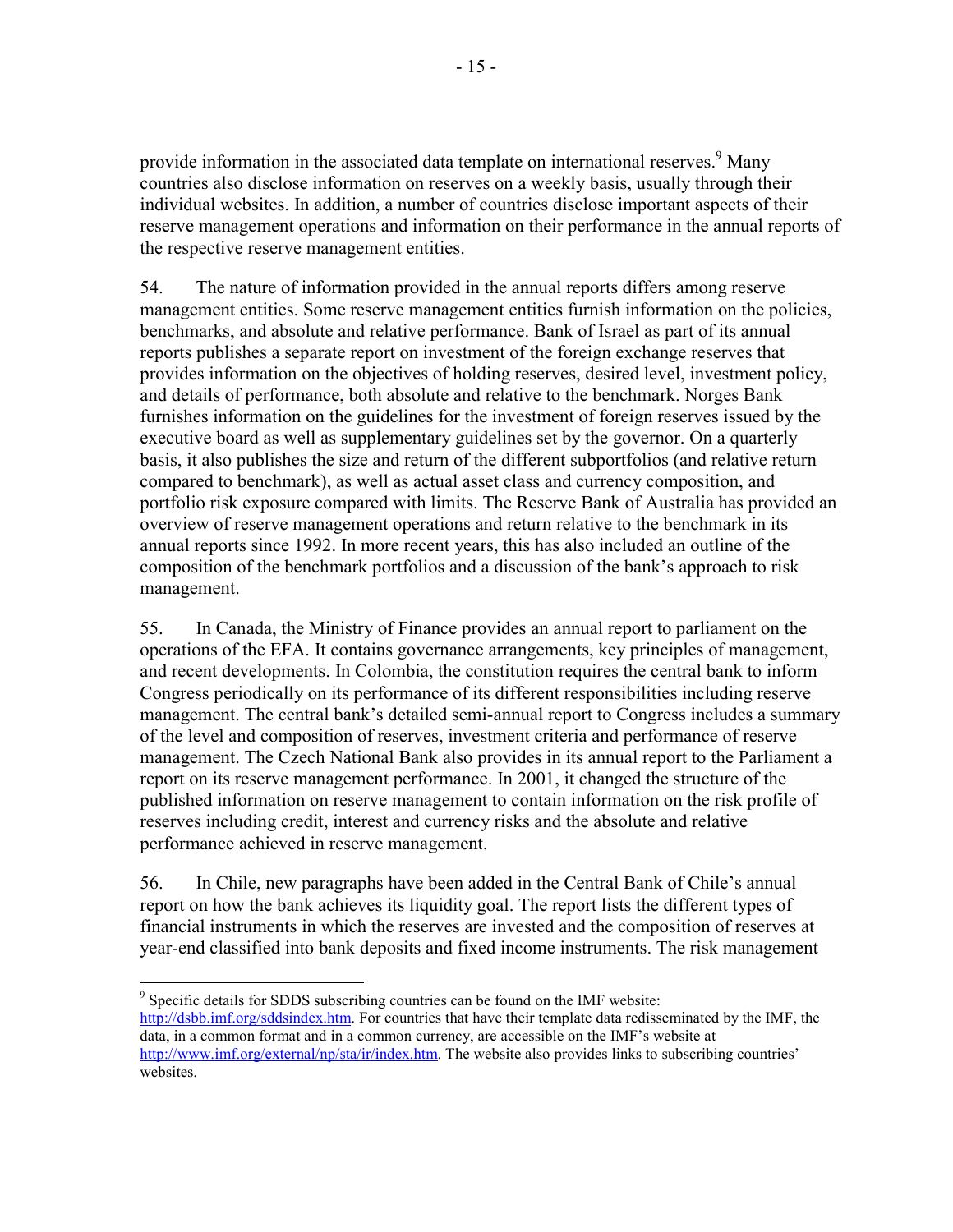provide information in the associated data template on international reserves.[9] Many countries also disclose information on reserves on a weekly basis, usually through their individual websites. In addition, a number of countries disclose important aspects of their reserve management operations and information on their performance in the annual reports of the respective reserve management entities.

54. The nature of information provided in the annual reports differs among reserve management entities. Some reserve management entities furnish information on the policies, benchmarks, and absolute and relative performance. Bank of Israel as part of its annual reports publishes a separate report on investment of the foreign exchange reserves that provides information on the objectives of holding reserves, desired level, investment policy, and details of performance, both absolute and relative to the benchmark. Norges Bank furnishes information on the guidelines for the investment of foreign reserves issued by the executive board as well as supplementary guidelines set by the governor. On a quarterly basis, it also publishes the size and return of the different subportfolios (and relative return compared to benchmark), as well as actual asset class and currency composition, and portfolio risk exposure compared with limits. The Reserve Bank of Australia has provided an overview of reserve management operations and return relative to the benchmark in its annual reports since 1992. In more recent years, this has also included an outline of the composition of the benchmark portfolios and a discussion of the bank's approach to risk management.

55. In Canada, the Ministry of Finance provides an annual report to parliament on the operations of the EFA. It contains governance arrangements, key principles of management, and recent developments. In Colombia, the constitution requires the central bank to inform Congress periodically on its performance of its different responsibilities including reserve management. The central bank's detailed semi-annual report to Congress includes a summary of the level and composition of reserves, investment criteria and performance of reserve management. The Czech National Bank also provides in its annual report to the Parliament a report on its reserve management performance. In 2001, it changed the structure of the published information on reserve management to contain information on the risk profile of reserves including credit, interest and currency risks and the absolute and relative performance achieved in reserve management.

56. In Chile, new paragraphs have been added in the Central Bank of Chile's annual report on how the bank achieves its liquidity goal. The report lists the different types of financial instruments in which the reserves are invested and the composition of reserves at year-end classified into bank deposits and fixed income instruments. The risk management

[9] Specific details for SDDS subscribing countries can be found on the IMF website: http://dsbb.imf.org/sddsindex.htm. For countries that have their template data redisseminated by the IMF, the data, in a common format and in a common currency, are accessible on the IMF's website at http://www.imf.org/external/np/sta/ir/index.htm. The website also provides links to subscribing countries' websites.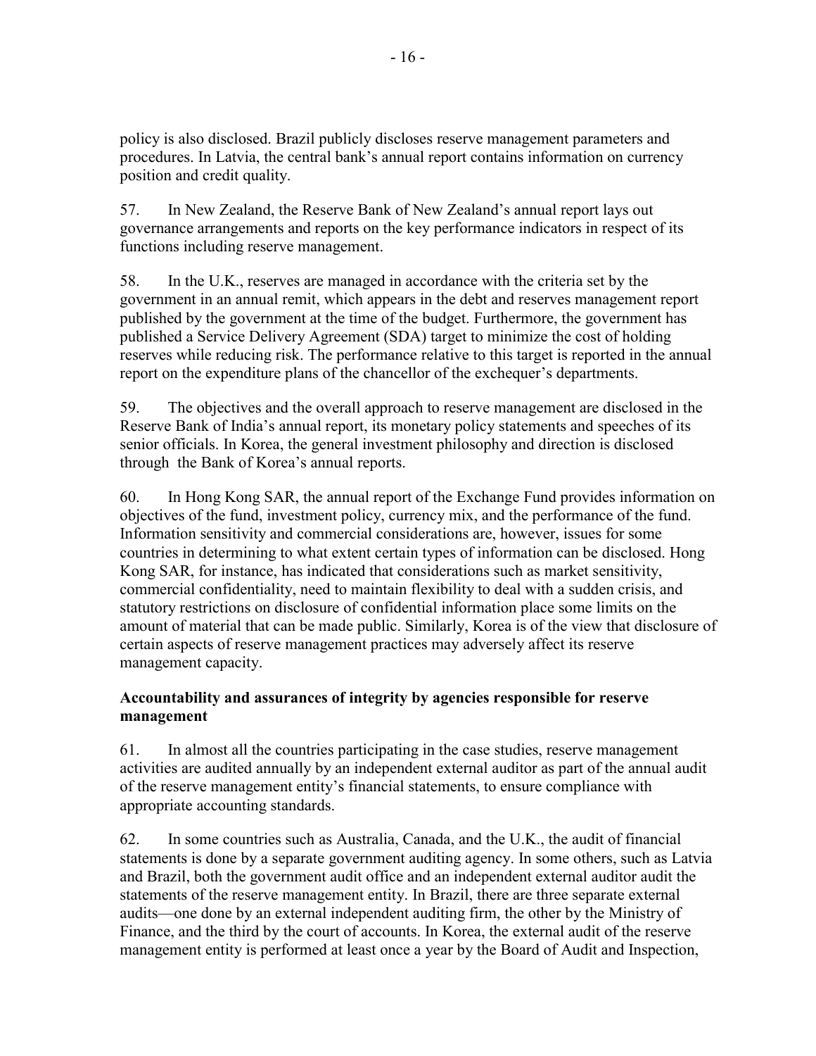policy is also disclosed. Brazil publicly discloses reserve management parameters and procedures. In Latvia, the central bank's annual report contains information on currency position and credit quality.

57. In New Zealand, the Reserve Bank of New Zealand's annual report lays out governance arrangements and reports on the key performance indicators in respect of its functions including reserve management.

58. In the U.K., reserves are managed in accordance with the criteria set by the government in an annual remit, which appears in the debt and reserves management report published by the government at the time of the budget. Furthermore, the government has published a Service Delivery Agreement (SDA) target to minimize the cost of holding reserves while reducing risk. The performance relative to this target is reported in the annual report on the expenditure plans of the chancellor of the exchequer's departments.

59. The objectives and the overall approach to reserve management are disclosed in the Reserve Bank of India's annual report, its monetary policy statements and speeches of its senior officials. In Korea, the general investment philosophy and direction is disclosed through the Bank of Korea's annual reports.

60. In Hong Kong SAR, the annual report of the Exchange Fund provides information on objectives of the fund, investment policy, currency mix, and the performance of the fund. Information sensitivity and commercial considerations are, however, issues for some countries in determining to what extent certain types of information can be disclosed. Hong Kong SAR, for instance, has indicated that considerations such as market sensitivity, commercial confidentiality, need to maintain flexibility to deal with a sudden crisis, and statutory restrictions on disclosure of confidential information place some limits on the amount of material that can be made public. Similarly, Korea is of the view that disclosure of certain aspects of reserve management practices may adversely affect its reserve management capacity.

**Accountability and assurances of integrity by agencies responsible for reserve management**

61. In almost all the countries participating in the case studies, reserve management activities are audited annually by an independent external auditor as part of the annual audit of the reserve management entity's financial statements, to ensure compliance with appropriate accounting standards.

62. In some countries such as Australia, Canada, and the U.K., the audit of financial statements is done by a separate government auditing agency. In some others, such as Latvia and Brazil, both the government audit office and an independent external auditor audit the statements of the reserve management entity. In Brazil, there are three separate external audits—one done by an external independent auditing firm, the other by the Ministry of Finance, and the third by the court of accounts. In Korea, the external audit of the reserve management entity is performed at least once a year by the Board of Audit and Inspection,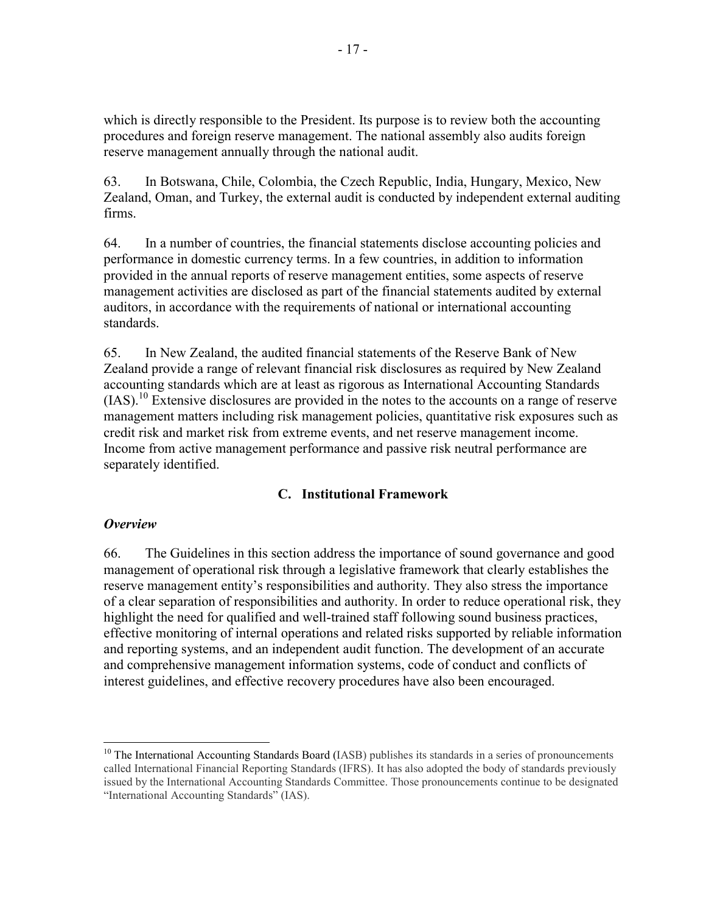which is directly responsible to the President. Its purpose is to review both the accounting procedures and foreign reserve management. The national assembly also audits foreign reserve management annually through the national audit.

63. In Botswana, Chile, Colombia, the Czech Republic, India, Hungary, Mexico, New Zealand, Oman, and Turkey, the external audit is conducted by independent external auditing firms.

64. In a number of countries, the financial statements disclose accounting policies and performance in domestic currency terms. In a few countries, in addition to information provided in the annual reports of reserve management entities, some aspects of reserve management activities are disclosed as part of the financial statements audited by external auditors, in accordance with the requirements of national or international accounting standards.

65. In New Zealand, the audited financial statements of the Reserve Bank of New Zealand provide a range of relevant financial risk disclosures as required by New Zealand accounting standards which are at least as rigorous as International Accounting Standards (IAS).[10] Extensive disclosures are provided in the notes to the accounts on a range of reserve management matters including risk management policies, quantitative risk exposures such as credit risk and market risk from extreme events, and net reserve management income. Income from active management performance and passive risk neutral performance are separately identified.

## C. Institutional Framework

### *Overview*

66. The Guidelines in this section address the importance of sound governance and good management of operational risk through a legislative framework that clearly establishes the reserve management entity's responsibilities and authority. They also stress the importance of a clear separation of responsibilities and authority. In order to reduce operational risk, they highlight the need for qualified and well-trained staff following sound business practices, effective monitoring of internal operations and related risks supported by reliable information and reporting systems, and an independent audit function. The development of an accurate and comprehensive management information systems, code of conduct and conflicts of interest guidelines, and effective recovery procedures have also been encouraged.

---

[10] The International Accounting Standards Board (IASB) publishes its standards in a series of pronouncements called International Financial Reporting Standards (IFRS). It has also adopted the body of standards previously issued by the International Accounting Standards Committee. Those pronouncements continue to be designated "International Accounting Standards" (IAS).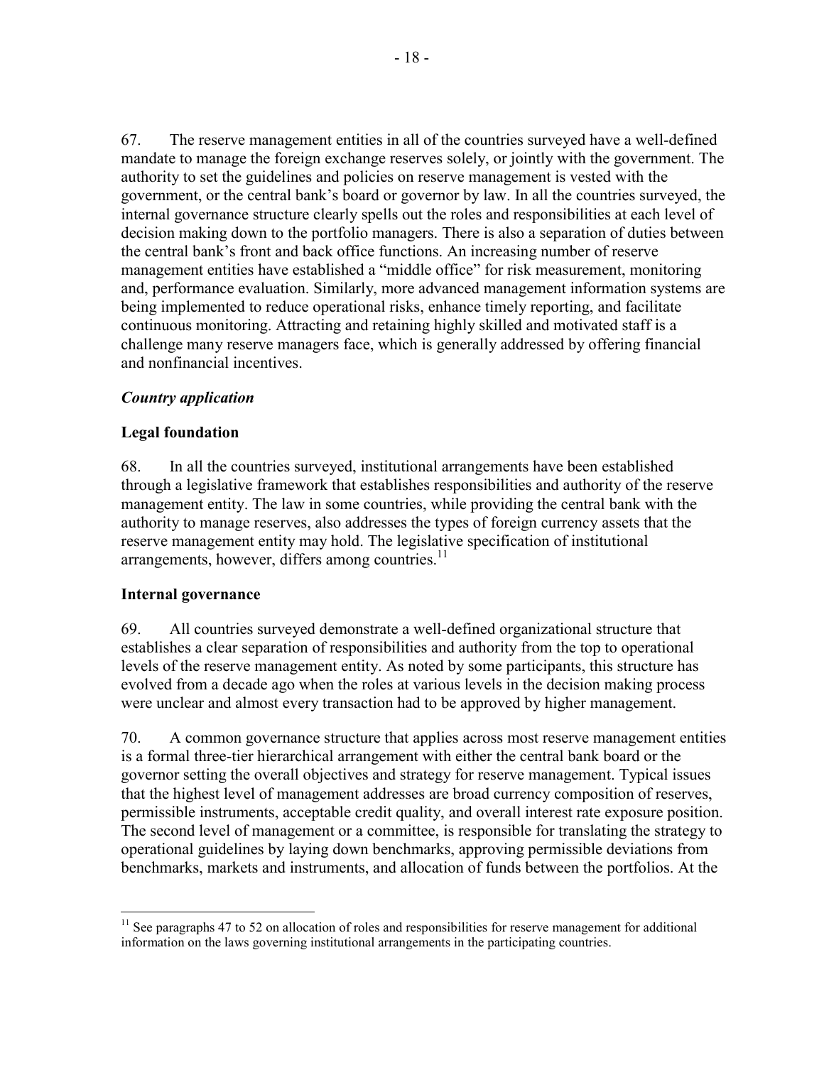67. The reserve management entities in all of the countries surveyed have a well-defined mandate to manage the foreign exchange reserves solely, or jointly with the government. The authority to set the guidelines and policies on reserve management is vested with the government, or the central bank's board or governor by law. In all the countries surveyed, the internal governance structure clearly spells out the roles and responsibilities at each level of decision making down to the portfolio managers. There is also a separation of duties between the central bank's front and back office functions. An increasing number of reserve management entities have established a "middle office" for risk measurement, monitoring and, performance evaluation. Similarly, more advanced management information systems are being implemented to reduce operational risks, enhance timely reporting, and facilitate continuous monitoring. Attracting and retaining highly skilled and motivated staff is a challenge many reserve managers face, which is generally addressed by offering financial and nonfinancial incentives.

### *Country application*

### **Legal foundation**

68. In all the countries surveyed, institutional arrangements have been established through a legislative framework that establishes responsibilities and authority of the reserve management entity. The law in some countries, while providing the central bank with the authority to manage reserves, also addresses the types of foreign currency assets that the reserve management entity may hold. The legislative specification of institutional arrangements, however, differs among countries.[11]

### **Internal governance**

69. All countries surveyed demonstrate a well-defined organizational structure that establishes a clear separation of responsibilities and authority from the top to operational levels of the reserve management entity. As noted by some participants, this structure has evolved from a decade ago when the roles at various levels in the decision making process were unclear and almost every transaction had to be approved by higher management.

70. A common governance structure that applies across most reserve management entities is a formal three-tier hierarchical arrangement with either the central bank board or the governor setting the overall objectives and strategy for reserve management. Typical issues that the highest level of management addresses are broad currency composition of reserves, permissible instruments, acceptable credit quality, and overall interest rate exposure position. The second level of management or a committee, is responsible for translating the strategy to operational guidelines by laying down benchmarks, approving permissible deviations from benchmarks, markets and instruments, and allocation of funds between the portfolios. At the

[11] See paragraphs 47 to 52 on allocation of roles and responsibilities for reserve management for additional information on the laws governing institutional arrangements in the participating countries.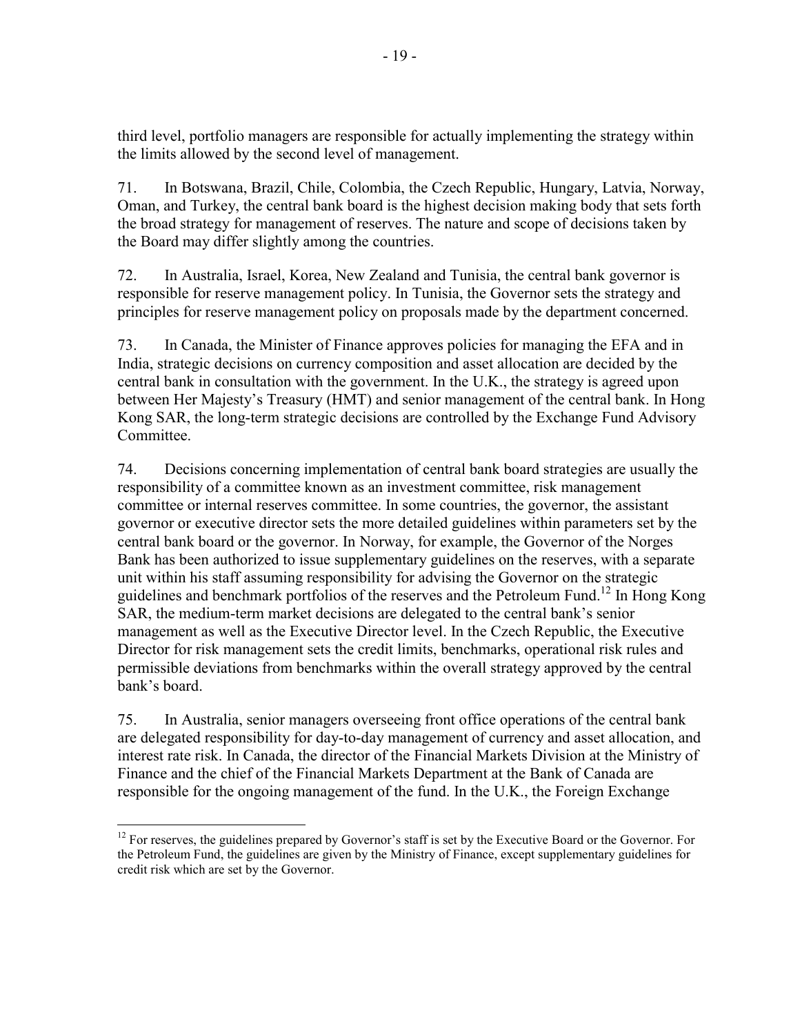third level, portfolio managers are responsible for actually implementing the strategy within the limits allowed by the second level of management.

71. In Botswana, Brazil, Chile, Colombia, the Czech Republic, Hungary, Latvia, Norway, Oman, and Turkey, the central bank board is the highest decision making body that sets forth the broad strategy for management of reserves. The nature and scope of decisions taken by the Board may differ slightly among the countries.

72. In Australia, Israel, Korea, New Zealand and Tunisia, the central bank governor is responsible for reserve management policy. In Tunisia, the Governor sets the strategy and principles for reserve management policy on proposals made by the department concerned.

73. In Canada, the Minister of Finance approves policies for managing the EFA and in India, strategic decisions on currency composition and asset allocation are decided by the central bank in consultation with the government. In the U.K., the strategy is agreed upon between Her Majesty's Treasury (HMT) and senior management of the central bank. In Hong Kong SAR, the long-term strategic decisions are controlled by the Exchange Fund Advisory Committee.

74. Decisions concerning implementation of central bank board strategies are usually the responsibility of a committee known as an investment committee, risk management committee or internal reserves committee. In some countries, the governor, the assistant governor or executive director sets the more detailed guidelines within parameters set by the central bank board or the governor. In Norway, for example, the Governor of the Norges Bank has been authorized to issue supplementary guidelines on the reserves, with a separate unit within his staff assuming responsibility for advising the Governor on the strategic guidelines and benchmark portfolios of the reserves and the Petroleum Fund.[12] In Hong Kong SAR, the medium-term market decisions are delegated to the central bank's senior management as well as the Executive Director level. In the Czech Republic, the Executive Director for risk management sets the credit limits, benchmarks, operational risk rules and permissible deviations from benchmarks within the overall strategy approved by the central bank's board.

75. In Australia, senior managers overseeing front office operations of the central bank are delegated responsibility for day-to-day management of currency and asset allocation, and interest rate risk. In Canada, the director of the Financial Markets Division at the Ministry of Finance and the chief of the Financial Markets Department at the Bank of Canada are responsible for the ongoing management of the fund. In the U.K., the Foreign Exchange

---

[12] For reserves, the guidelines prepared by Governor's staff is set by the Executive Board or the Governor. For the Petroleum Fund, the guidelines are given by the Ministry of Finance, except supplementary guidelines for credit risk which are set by the Governor.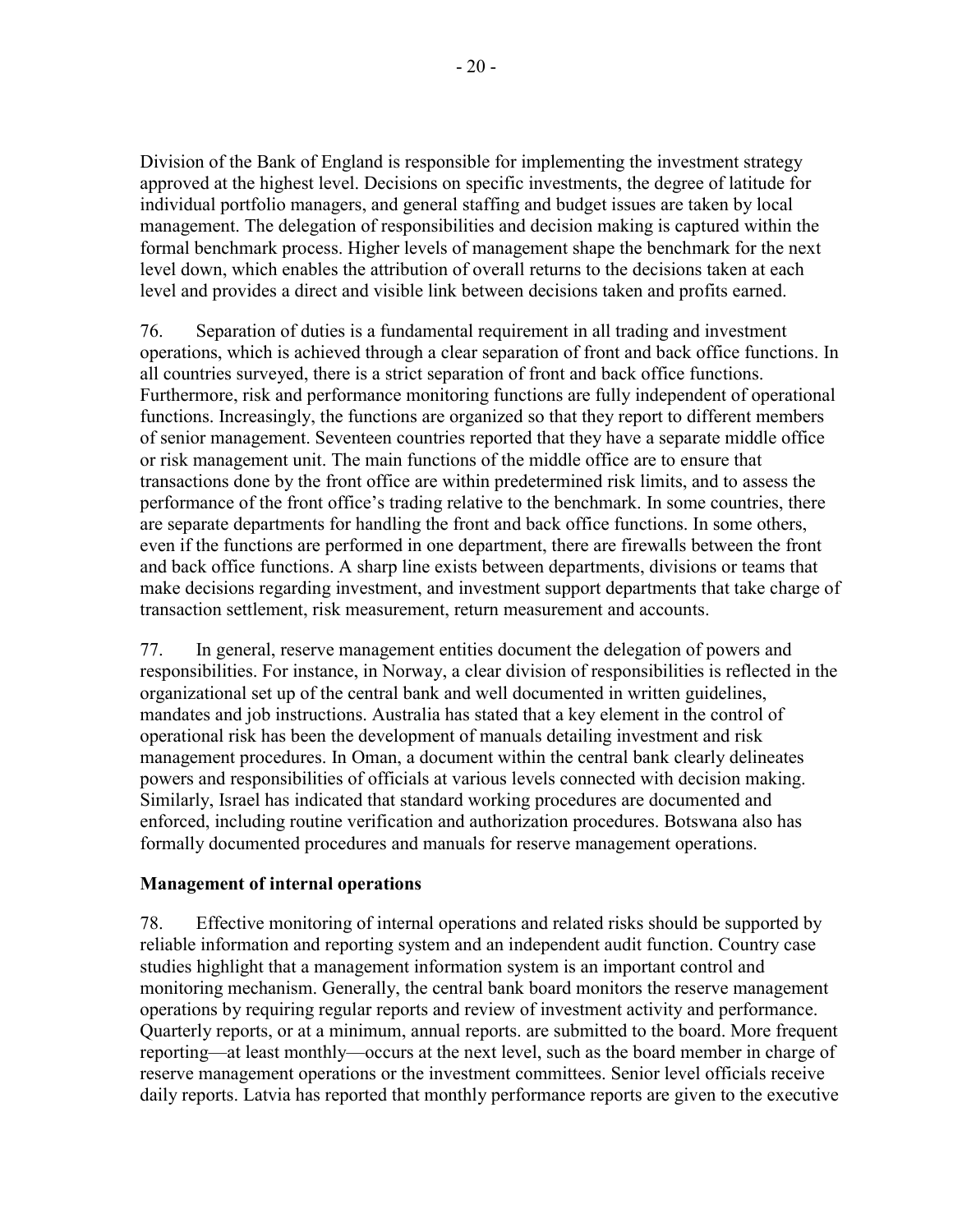Division of the Bank of England is responsible for implementing the investment strategy approved at the highest level. Decisions on specific investments, the degree of latitude for individual portfolio managers, and general staffing and budget issues are taken by local management. The delegation of responsibilities and decision making is captured within the formal benchmark process. Higher levels of management shape the benchmark for the next level down, which enables the attribution of overall returns to the decisions taken at each level and provides a direct and visible link between decisions taken and profits earned.

76. Separation of duties is a fundamental requirement in all trading and investment operations, which is achieved through a clear separation of front and back office functions. In all countries surveyed, there is a strict separation of front and back office functions. Furthermore, risk and performance monitoring functions are fully independent of operational functions. Increasingly, the functions are organized so that they report to different members of senior management. Seventeen countries reported that they have a separate middle office or risk management unit. The main functions of the middle office are to ensure that transactions done by the front office are within predetermined risk limits, and to assess the performance of the front office's trading relative to the benchmark. In some countries, there are separate departments for handling the front and back office functions. In some others, even if the functions are performed in one department, there are firewalls between the front and back office functions. A sharp line exists between departments, divisions or teams that make decisions regarding investment, and investment support departments that take charge of transaction settlement, risk measurement, return measurement and accounts.

77. In general, reserve management entities document the delegation of powers and responsibilities. For instance, in Norway, a clear division of responsibilities is reflected in the organizational set up of the central bank and well documented in written guidelines, mandates and job instructions. Australia has stated that a key element in the control of operational risk has been the development of manuals detailing investment and risk management procedures. In Oman, a document within the central bank clearly delineates powers and responsibilities of officials at various levels connected with decision making. Similarly, Israel has indicated that standard working procedures are documented and enforced, including routine verification and authorization procedures. Botswana also has formally documented procedures and manuals for reserve management operations.

**Management of internal operations**

78. Effective monitoring of internal operations and related risks should be supported by reliable information and reporting system and an independent audit function. Country case studies highlight that a management information system is an important control and monitoring mechanism. Generally, the central bank board monitors the reserve management operations by requiring regular reports and review of investment activity and performance. Quarterly reports, or at a minimum, annual reports. are submitted to the board. More frequent reporting—at least monthly—occurs at the next level, such as the board member in charge of reserve management operations or the investment committees. Senior level officials receive daily reports. Latvia has reported that monthly performance reports are given to the executive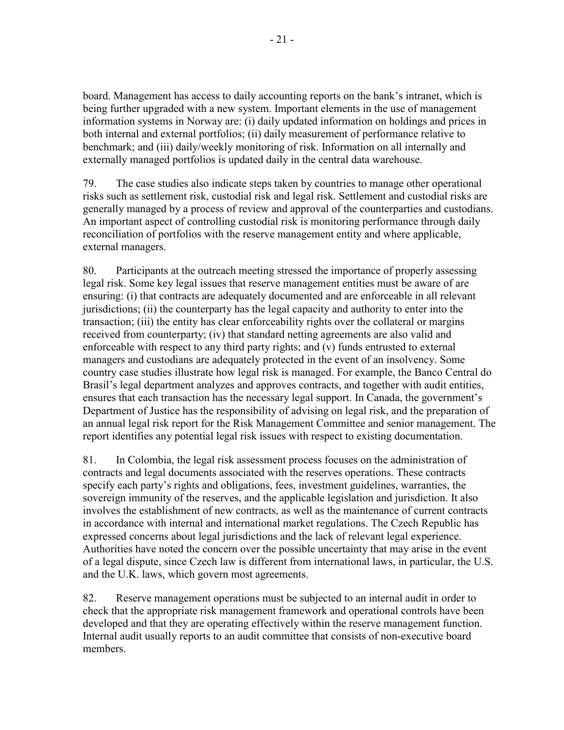board. Management has access to daily accounting reports on the bank's intranet, which is being further upgraded with a new system. Important elements in the use of management information systems in Norway are: (i) daily updated information on holdings and prices in both internal and external portfolios; (ii) daily measurement of performance relative to benchmark; and (iii) daily/weekly monitoring of risk. Information on all internally and externally managed portfolios is updated daily in the central data warehouse.

79. The case studies also indicate steps taken by countries to manage other operational risks such as settlement risk, custodial risk and legal risk. Settlement and custodial risks are generally managed by a process of review and approval of the counterparties and custodians. An important aspect of controlling custodial risk is monitoring performance through daily reconciliation of portfolios with the reserve management entity and where applicable, external managers.

80. Participants at the outreach meeting stressed the importance of properly assessing legal risk. Some key legal issues that reserve management entities must be aware of are ensuring: (i) that contracts are adequately documented and are enforceable in all relevant jurisdictions; (ii) the counterparty has the legal capacity and authority to enter into the transaction; (iii) the entity has clear enforceability rights over the collateral or margins received from counterparty; (iv) that standard netting agreements are also valid and enforceable with respect to any third party rights; and (v) funds entrusted to external managers and custodians are adequately protected in the event of an insolvency. Some country case studies illustrate how legal risk is managed. For example, the Banco Central do Brasil's legal department analyzes and approves contracts, and together with audit entities, ensures that each transaction has the necessary legal support. In Canada, the government's Department of Justice has the responsibility of advising on legal risk, and the preparation of an annual legal risk report for the Risk Management Committee and senior management. The report identifies any potential legal risk issues with respect to existing documentation.

81. In Colombia, the legal risk assessment process focuses on the administration of contracts and legal documents associated with the reserves operations. These contracts specify each party's rights and obligations, fees, investment guidelines, warranties, the sovereign immunity of the reserves, and the applicable legislation and jurisdiction. It also involves the establishment of new contracts, as well as the maintenance of current contracts in accordance with internal and international market regulations. The Czech Republic has expressed concerns about legal jurisdictions and the lack of relevant legal experience. Authorities have noted the concern over the possible uncertainty that may arise in the event of a legal dispute, since Czech law is different from international laws, in particular, the U.S. and the U.K. laws, which govern most agreements.

82. Reserve management operations must be subjected to an internal audit in order to check that the appropriate risk management framework and operational controls have been developed and that they are operating effectively within the reserve management function. Internal audit usually reports to an audit committee that consists of non-executive board members.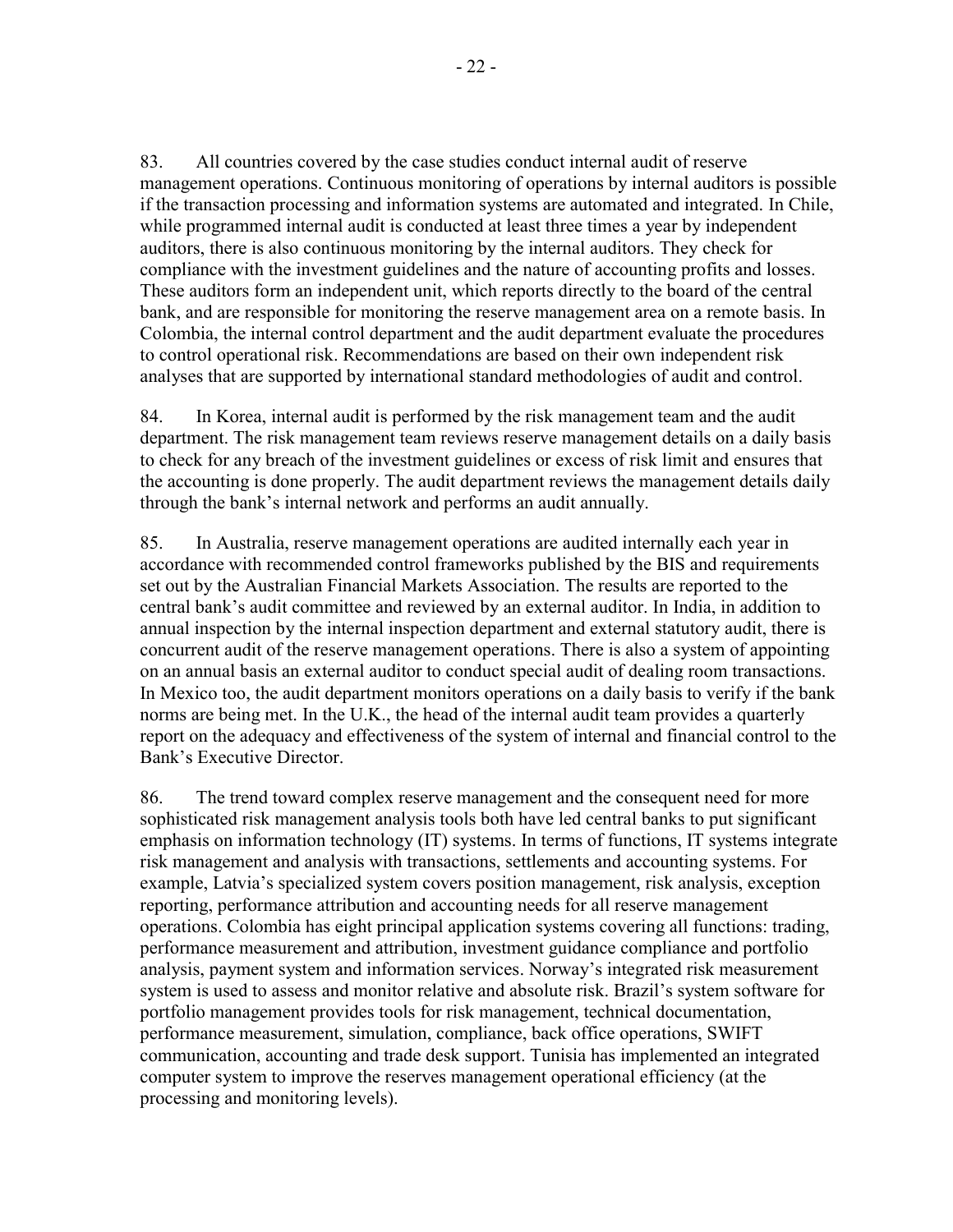83. All countries covered by the case studies conduct internal audit of reserve management operations. Continuous monitoring of operations by internal auditors is possible if the transaction processing and information systems are automated and integrated. In Chile, while programmed internal audit is conducted at least three times a year by independent auditors, there is also continuous monitoring by the internal auditors. They check for compliance with the investment guidelines and the nature of accounting profits and losses. These auditors form an independent unit, which reports directly to the board of the central bank, and are responsible for monitoring the reserve management area on a remote basis. In Colombia, the internal control department and the audit department evaluate the procedures to control operational risk. Recommendations are based on their own independent risk analyses that are supported by international standard methodologies of audit and control.

84. In Korea, internal audit is performed by the risk management team and the audit department. The risk management team reviews reserve management details on a daily basis to check for any breach of the investment guidelines or excess of risk limit and ensures that the accounting is done properly. The audit department reviews the management details daily through the bank's internal network and performs an audit annually.

85. In Australia, reserve management operations are audited internally each year in accordance with recommended control frameworks published by the BIS and requirements set out by the Australian Financial Markets Association. The results are reported to the central bank's audit committee and reviewed by an external auditor. In India, in addition to annual inspection by the internal inspection department and external statutory audit, there is concurrent audit of the reserve management operations. There is also a system of appointing on an annual basis an external auditor to conduct special audit of dealing room transactions. In Mexico too, the audit department monitors operations on a daily basis to verify if the bank norms are being met. In the U.K., the head of the internal audit team provides a quarterly report on the adequacy and effectiveness of the system of internal and financial control to the Bank's Executive Director.

86. The trend toward complex reserve management and the consequent need for more sophisticated risk management analysis tools both have led central banks to put significant emphasis on information technology (IT) systems. In terms of functions, IT systems integrate risk management and analysis with transactions, settlements and accounting systems. For example, Latvia's specialized system covers position management, risk analysis, exception reporting, performance attribution and accounting needs for all reserve management operations. Colombia has eight principal application systems covering all functions: trading, performance measurement and attribution, investment guidance compliance and portfolio analysis, payment system and information services. Norway's integrated risk measurement system is used to assess and monitor relative and absolute risk. Brazil's system software for portfolio management provides tools for risk management, technical documentation, performance measurement, simulation, compliance, back office operations, SWIFT communication, accounting and trade desk support. Tunisia has implemented an integrated computer system to improve the reserves management operational efficiency (at the processing and monitoring levels).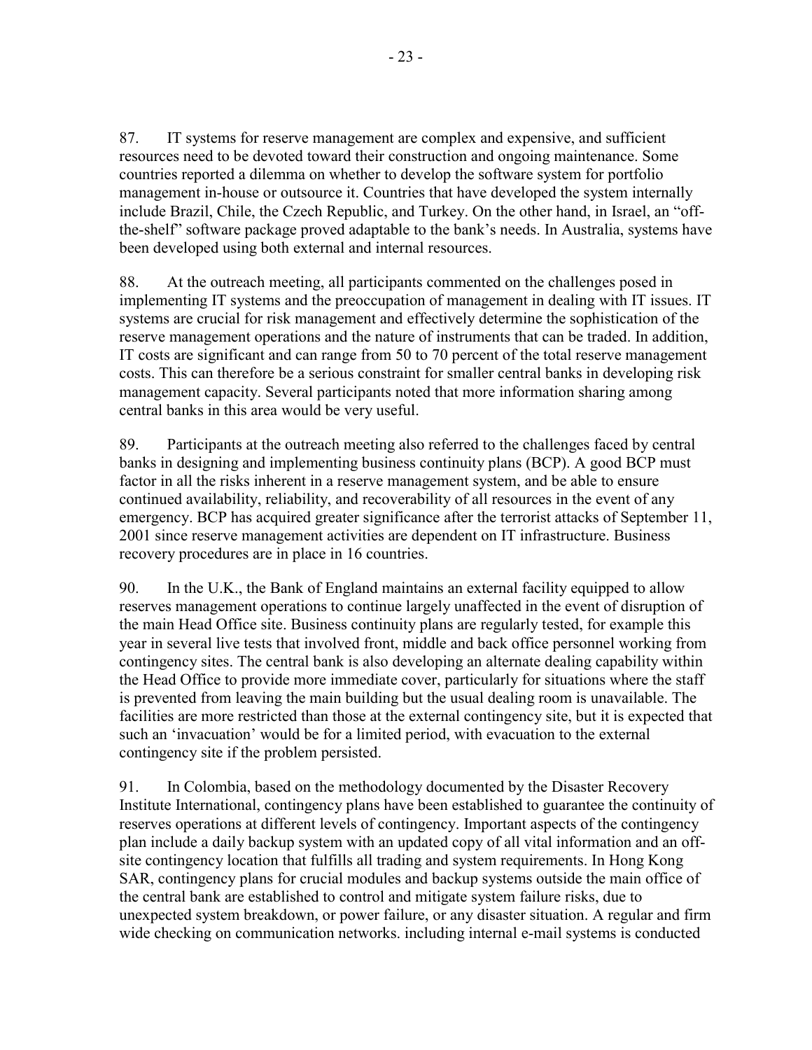87. IT systems for reserve management are complex and expensive, and sufficient resources need to be devoted toward their construction and ongoing maintenance. Some countries reported a dilemma on whether to develop the software system for portfolio management in-house or outsource it. Countries that have developed the system internally include Brazil, Chile, the Czech Republic, and Turkey. On the other hand, in Israel, an "off-the-shelf" software package proved adaptable to the bank's needs. In Australia, systems have been developed using both external and internal resources.

88. At the outreach meeting, all participants commented on the challenges posed in implementing IT systems and the preoccupation of management in dealing with IT issues. IT systems are crucial for risk management and effectively determine the sophistication of the reserve management operations and the nature of instruments that can be traded. In addition, IT costs are significant and can range from 50 to 70 percent of the total reserve management costs. This can therefore be a serious constraint for smaller central banks in developing risk management capacity. Several participants noted that more information sharing among central banks in this area would be very useful.

89. Participants at the outreach meeting also referred to the challenges faced by central banks in designing and implementing business continuity plans (BCP). A good BCP must factor in all the risks inherent in a reserve management system, and be able to ensure continued availability, reliability, and recoverability of all resources in the event of any emergency. BCP has acquired greater significance after the terrorist attacks of September 11, 2001 since reserve management activities are dependent on IT infrastructure. Business recovery procedures are in place in 16 countries.

90. In the U.K., the Bank of England maintains an external facility equipped to allow reserves management operations to continue largely unaffected in the event of disruption of the main Head Office site. Business continuity plans are regularly tested, for example this year in several live tests that involved front, middle and back office personnel working from contingency sites. The central bank is also developing an alternate dealing capability within the Head Office to provide more immediate cover, particularly for situations where the staff is prevented from leaving the main building but the usual dealing room is unavailable. The facilities are more restricted than those at the external contingency site, but it is expected that such an 'invacuation' would be for a limited period, with evacuation to the external contingency site if the problem persisted.

91. In Colombia, based on the methodology documented by the Disaster Recovery Institute International, contingency plans have been established to guarantee the continuity of reserves operations at different levels of contingency. Important aspects of the contingency plan include a daily backup system with an updated copy of all vital information and an off-site contingency location that fulfills all trading and system requirements. In Hong Kong SAR, contingency plans for crucial modules and backup systems outside the main office of the central bank are established to control and mitigate system failure risks, due to unexpected system breakdown, or power failure, or any disaster situation. A regular and firm wide checking on communication networks. including internal e-mail systems is conducted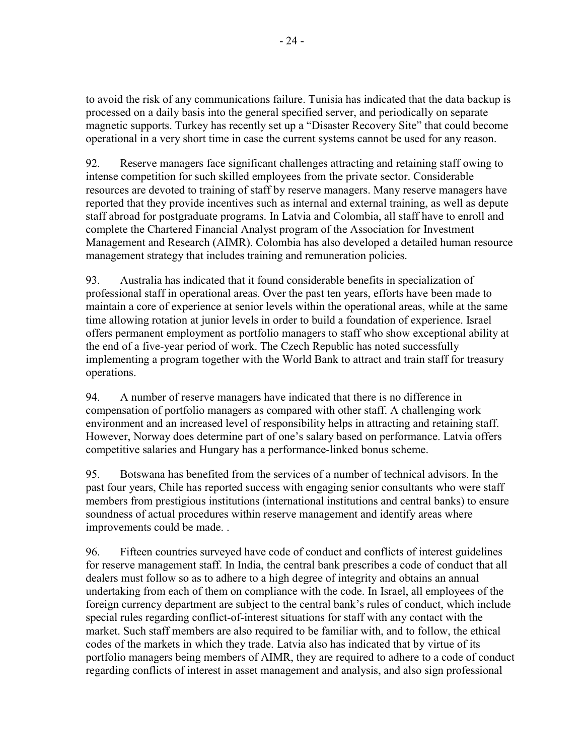to avoid the risk of any communications failure. Tunisia has indicated that the data backup is processed on a daily basis into the general specified server, and periodically on separate magnetic supports. Turkey has recently set up a "Disaster Recovery Site" that could become operational in a very short time in case the current systems cannot be used for any reason.

92. Reserve managers face significant challenges attracting and retaining staff owing to intense competition for such skilled employees from the private sector. Considerable resources are devoted to training of staff by reserve managers. Many reserve managers have reported that they provide incentives such as internal and external training, as well as depute staff abroad for postgraduate programs. In Latvia and Colombia, all staff have to enroll and complete the Chartered Financial Analyst program of the Association for Investment Management and Research (AIMR). Colombia has also developed a detailed human resource management strategy that includes training and remuneration policies.

93. Australia has indicated that it found considerable benefits in specialization of professional staff in operational areas. Over the past ten years, efforts have been made to maintain a core of experience at senior levels within the operational areas, while at the same time allowing rotation at junior levels in order to build a foundation of experience. Israel offers permanent employment as portfolio managers to staff who show exceptional ability at the end of a five-year period of work. The Czech Republic has noted successfully implementing a program together with the World Bank to attract and train staff for treasury operations.

94. A number of reserve managers have indicated that there is no difference in compensation of portfolio managers as compared with other staff. A challenging work environment and an increased level of responsibility helps in attracting and retaining staff. However, Norway does determine part of one's salary based on performance. Latvia offers competitive salaries and Hungary has a performance-linked bonus scheme.

95. Botswana has benefited from the services of a number of technical advisors. In the past four years, Chile has reported success with engaging senior consultants who were staff members from prestigious institutions (international institutions and central banks) to ensure soundness of actual procedures within reserve management and identify areas where improvements could be made. .

96. Fifteen countries surveyed have code of conduct and conflicts of interest guidelines for reserve management staff. In India, the central bank prescribes a code of conduct that all dealers must follow so as to adhere to a high degree of integrity and obtains an annual undertaking from each of them on compliance with the code. In Israel, all employees of the foreign currency department are subject to the central bank's rules of conduct, which include special rules regarding conflict-of-interest situations for staff with any contact with the market. Such staff members are also required to be familiar with, and to follow, the ethical codes of the markets in which they trade. Latvia also has indicated that by virtue of its portfolio managers being members of AIMR, they are required to adhere to a code of conduct regarding conflicts of interest in asset management and analysis, and also sign professional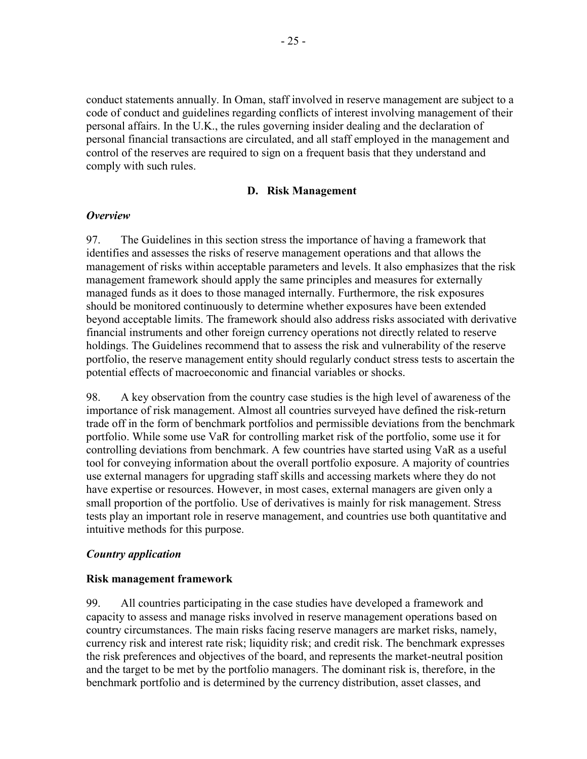conduct statements annually. In Oman, staff involved in reserve management are subject to a code of conduct and guidelines regarding conflicts of interest involving management of their personal affairs. In the U.K., the rules governing insider dealing and the declaration of personal financial transactions are circulated, and all staff employed in the management and control of the reserves are required to sign on a frequent basis that they understand and comply with such rules.

## D. Risk Management

### *Overview*

97. The Guidelines in this section stress the importance of having a framework that identifies and assesses the risks of reserve management operations and that allows the management of risks within acceptable parameters and levels. It also emphasizes that the risk management framework should apply the same principles and measures for externally managed funds as it does to those managed internally. Furthermore, the risk exposures should be monitored continuously to determine whether exposures have been extended beyond acceptable limits. The framework should also address risks associated with derivative financial instruments and other foreign currency operations not directly related to reserve holdings. The Guidelines recommend that to assess the risk and vulnerability of the reserve portfolio, the reserve management entity should regularly conduct stress tests to ascertain the potential effects of macroeconomic and financial variables or shocks.

98. A key observation from the country case studies is the high level of awareness of the importance of risk management. Almost all countries surveyed have defined the risk-return trade off in the form of benchmark portfolios and permissible deviations from the benchmark portfolio. While some use VaR for controlling market risk of the portfolio, some use it for controlling deviations from benchmark. A few countries have started using VaR as a useful tool for conveying information about the overall portfolio exposure. A majority of countries use external managers for upgrading staff skills and accessing markets where they do not have expertise or resources. However, in most cases, external managers are given only a small proportion of the portfolio. Use of derivatives is mainly for risk management. Stress tests play an important role in reserve management, and countries use both quantitative and intuitive methods for this purpose.

### *Country application*

#### Risk management framework

99. All countries participating in the case studies have developed a framework and capacity to assess and manage risks involved in reserve management operations based on country circumstances. The main risks facing reserve managers are market risks, namely, currency risk and interest rate risk; liquidity risk; and credit risk. The benchmark expresses the risk preferences and objectives of the board, and represents the market-neutral position and the target to be met by the portfolio managers. The dominant risk is, therefore, in the benchmark portfolio and is determined by the currency distribution, asset classes, and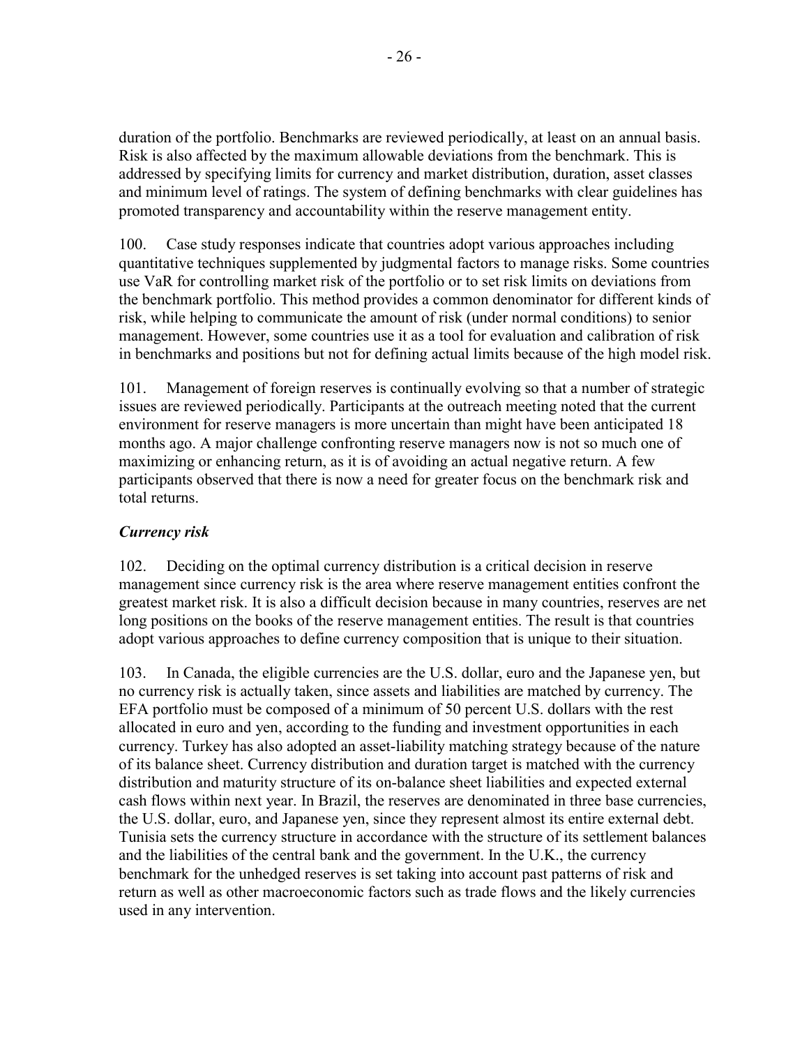duration of the portfolio. Benchmarks are reviewed periodically, at least on an annual basis. Risk is also affected by the maximum allowable deviations from the benchmark. This is addressed by specifying limits for currency and market distribution, duration, asset classes and minimum level of ratings. The system of defining benchmarks with clear guidelines has promoted transparency and accountability within the reserve management entity.

100. Case study responses indicate that countries adopt various approaches including quantitative techniques supplemented by judgmental factors to manage risks. Some countries use VaR for controlling market risk of the portfolio or to set risk limits on deviations from the benchmark portfolio. This method provides a common denominator for different kinds of risk, while helping to communicate the amount of risk (under normal conditions) to senior management. However, some countries use it as a tool for evaluation and calibration of risk in benchmarks and positions but not for defining actual limits because of the high model risk.

101. Management of foreign reserves is continually evolving so that a number of strategic issues are reviewed periodically. Participants at the outreach meeting noted that the current environment for reserve managers is more uncertain than might have been anticipated 18 months ago. A major challenge confronting reserve managers now is not so much one of maximizing or enhancing return, as it is of avoiding an actual negative return. A few participants observed that there is now a need for greater focus on the benchmark risk and total returns.

### *Currency risk*

102. Deciding on the optimal currency distribution is a critical decision in reserve management since currency risk is the area where reserve management entities confront the greatest market risk. It is also a difficult decision because in many countries, reserves are net long positions on the books of the reserve management entities. The result is that countries adopt various approaches to define currency composition that is unique to their situation.

103. In Canada, the eligible currencies are the U.S. dollar, euro and the Japanese yen, but no currency risk is actually taken, since assets and liabilities are matched by currency. The EFA portfolio must be composed of a minimum of 50 percent U.S. dollars with the rest allocated in euro and yen, according to the funding and investment opportunities in each currency. Turkey has also adopted an asset-liability matching strategy because of the nature of its balance sheet. Currency distribution and duration target is matched with the currency distribution and maturity structure of its on-balance sheet liabilities and expected external cash flows within next year. In Brazil, the reserves are denominated in three base currencies, the U.S. dollar, euro, and Japanese yen, since they represent almost its entire external debt. Tunisia sets the currency structure in accordance with the structure of its settlement balances and the liabilities of the central bank and the government. In the U.K., the currency benchmark for the unhedged reserves is set taking into account past patterns of risk and return as well as other macroeconomic factors such as trade flows and the likely currencies used in any intervention.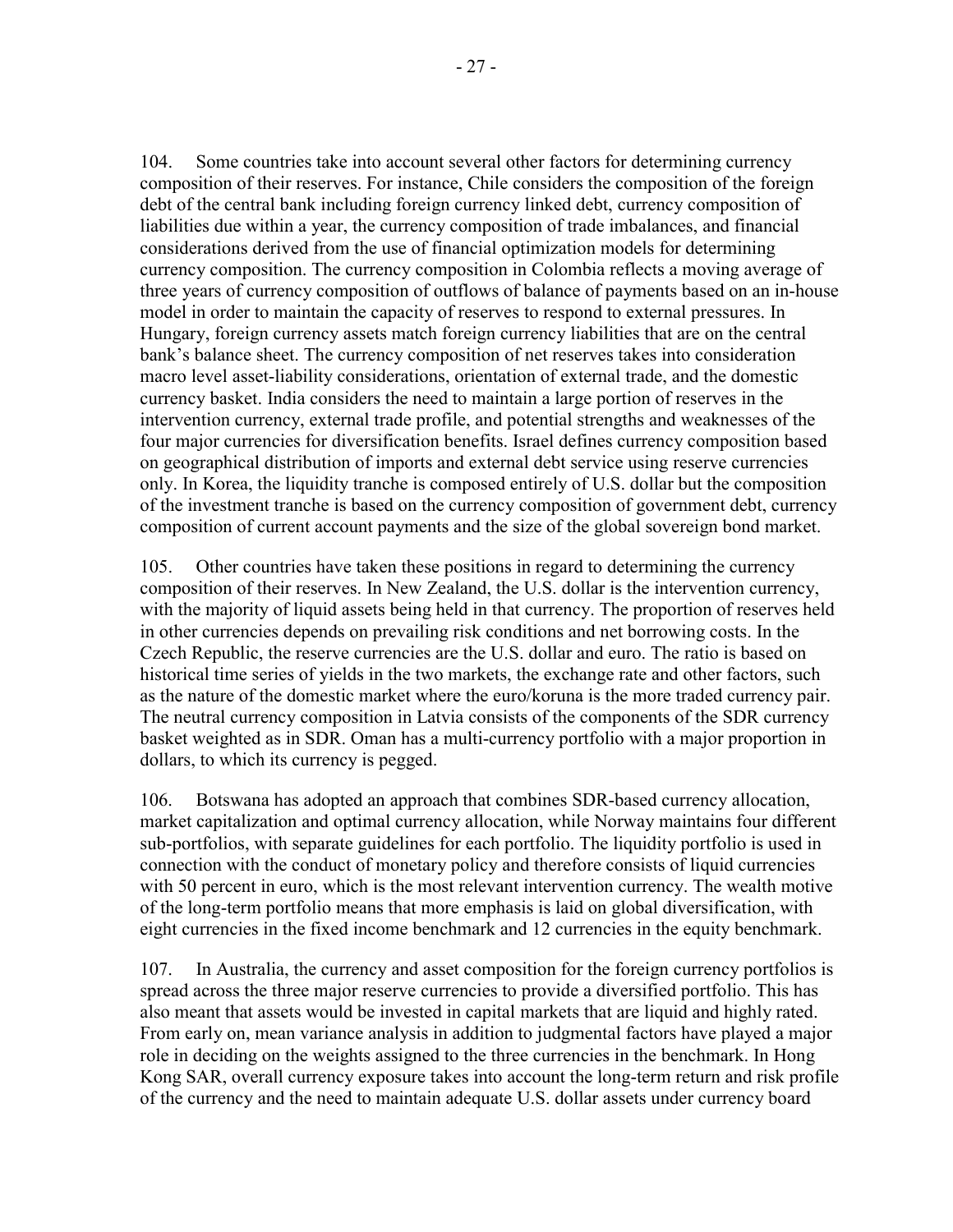104. Some countries take into account several other factors for determining currency composition of their reserves. For instance, Chile considers the composition of the foreign debt of the central bank including foreign currency linked debt, currency composition of liabilities due within a year, the currency composition of trade imbalances, and financial considerations derived from the use of financial optimization models for determining currency composition. The currency composition in Colombia reflects a moving average of three years of currency composition of outflows of balance of payments based on an in-house model in order to maintain the capacity of reserves to respond to external pressures. In Hungary, foreign currency assets match foreign currency liabilities that are on the central bank's balance sheet. The currency composition of net reserves takes into consideration macro level asset-liability considerations, orientation of external trade, and the domestic currency basket. India considers the need to maintain a large portion of reserves in the intervention currency, external trade profile, and potential strengths and weaknesses of the four major currencies for diversification benefits. Israel defines currency composition based on geographical distribution of imports and external debt service using reserve currencies only. In Korea, the liquidity tranche is composed entirely of U.S. dollar but the composition of the investment tranche is based on the currency composition of government debt, currency composition of current account payments and the size of the global sovereign bond market.

105. Other countries have taken these positions in regard to determining the currency composition of their reserves. In New Zealand, the U.S. dollar is the intervention currency, with the majority of liquid assets being held in that currency. The proportion of reserves held in other currencies depends on prevailing risk conditions and net borrowing costs. In the Czech Republic, the reserve currencies are the U.S. dollar and euro. The ratio is based on historical time series of yields in the two markets, the exchange rate and other factors, such as the nature of the domestic market where the euro/koruna is the more traded currency pair. The neutral currency composition in Latvia consists of the components of the SDR currency basket weighted as in SDR. Oman has a multi-currency portfolio with a major proportion in dollars, to which its currency is pegged.

106. Botswana has adopted an approach that combines SDR-based currency allocation, market capitalization and optimal currency allocation, while Norway maintains four different sub-portfolios, with separate guidelines for each portfolio. The liquidity portfolio is used in connection with the conduct of monetary policy and therefore consists of liquid currencies with 50 percent in euro, which is the most relevant intervention currency. The wealth motive of the long-term portfolio means that more emphasis is laid on global diversification, with eight currencies in the fixed income benchmark and 12 currencies in the equity benchmark.

107. In Australia, the currency and asset composition for the foreign currency portfolios is spread across the three major reserve currencies to provide a diversified portfolio. This has also meant that assets would be invested in capital markets that are liquid and highly rated. From early on, mean variance analysis in addition to judgmental factors have played a major role in deciding on the weights assigned to the three currencies in the benchmark. In Hong Kong SAR, overall currency exposure takes into account the long-term return and risk profile of the currency and the need to maintain adequate U.S. dollar assets under currency board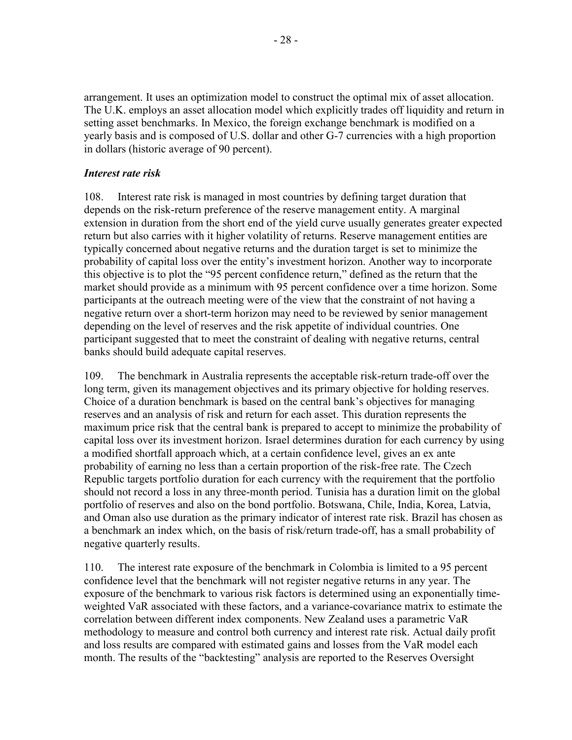arrangement. It uses an optimization model to construct the optimal mix of asset allocation. The U.K. employs an asset allocation model which explicitly trades off liquidity and return in setting asset benchmarks. In Mexico, the foreign exchange benchmark is modified on a yearly basis and is composed of U.S. dollar and other G-7 currencies with a high proportion in dollars (historic average of 90 percent).

### *Interest rate risk*

108. Interest rate risk is managed in most countries by defining target duration that depends on the risk-return preference of the reserve management entity. A marginal extension in duration from the short end of the yield curve usually generates greater expected return but also carries with it higher volatility of returns. Reserve management entities are typically concerned about negative returns and the duration target is set to minimize the probability of capital loss over the entity's investment horizon. Another way to incorporate this objective is to plot the "95 percent confidence return," defined as the return that the market should provide as a minimum with 95 percent confidence over a time horizon. Some participants at the outreach meeting were of the view that the constraint of not having a negative return over a short-term horizon may need to be reviewed by senior management depending on the level of reserves and the risk appetite of individual countries. One participant suggested that to meet the constraint of dealing with negative returns, central banks should build adequate capital reserves.

109. The benchmark in Australia represents the acceptable risk-return trade-off over the long term, given its management objectives and its primary objective for holding reserves. Choice of a duration benchmark is based on the central bank's objectives for managing reserves and an analysis of risk and return for each asset. This duration represents the maximum price risk that the central bank is prepared to accept to minimize the probability of capital loss over its investment horizon. Israel determines duration for each currency by using a modified shortfall approach which, at a certain confidence level, gives an ex ante probability of earning no less than a certain proportion of the risk-free rate. The Czech Republic targets portfolio duration for each currency with the requirement that the portfolio should not record a loss in any three-month period. Tunisia has a duration limit on the global portfolio of reserves and also on the bond portfolio. Botswana, Chile, India, Korea, Latvia, and Oman also use duration as the primary indicator of interest rate risk. Brazil has chosen as a benchmark an index which, on the basis of risk/return trade-off, has a small probability of negative quarterly results.

110. The interest rate exposure of the benchmark in Colombia is limited to a 95 percent confidence level that the benchmark will not register negative returns in any year. The exposure of the benchmark to various risk factors is determined using an exponentially time-weighted VaR associated with these factors, and a variance-covariance matrix to estimate the correlation between different index components. New Zealand uses a parametric VaR methodology to measure and control both currency and interest rate risk. Actual daily profit and loss results are compared with estimated gains and losses from the VaR model each month. The results of the "backtesting" analysis are reported to the Reserves Oversight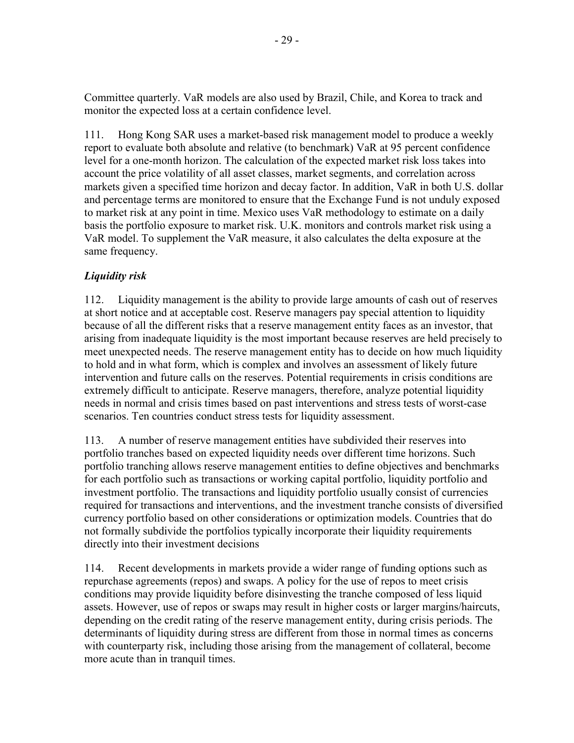Committee quarterly. VaR models are also used by Brazil, Chile, and Korea to track and monitor the expected loss at a certain confidence level.

111. Hong Kong SAR uses a market-based risk management model to produce a weekly report to evaluate both absolute and relative (to benchmark) VaR at 95 percent confidence level for a one-month horizon. The calculation of the expected market risk loss takes into account the price volatility of all asset classes, market segments, and correlation across markets given a specified time horizon and decay factor. In addition, VaR in both U.S. dollar and percentage terms are monitored to ensure that the Exchange Fund is not unduly exposed to market risk at any point in time. Mexico uses VaR methodology to estimate on a daily basis the portfolio exposure to market risk. U.K. monitors and controls market risk using a VaR model. To supplement the VaR measure, it also calculates the delta exposure at the same frequency.

### *Liquidity risk*

112. Liquidity management is the ability to provide large amounts of cash out of reserves at short notice and at acceptable cost. Reserve managers pay special attention to liquidity because of all the different risks that a reserve management entity faces as an investor, that arising from inadequate liquidity is the most important because reserves are held precisely to meet unexpected needs. The reserve management entity has to decide on how much liquidity to hold and in what form, which is complex and involves an assessment of likely future intervention and future calls on the reserves. Potential requirements in crisis conditions are extremely difficult to anticipate. Reserve managers, therefore, analyze potential liquidity needs in normal and crisis times based on past interventions and stress tests of worst-case scenarios. Ten countries conduct stress tests for liquidity assessment.

113. A number of reserve management entities have subdivided their reserves into portfolio tranches based on expected liquidity needs over different time horizons. Such portfolio tranching allows reserve management entities to define objectives and benchmarks for each portfolio such as transactions or working capital portfolio, liquidity portfolio and investment portfolio. The transactions and liquidity portfolio usually consist of currencies required for transactions and interventions, and the investment tranche consists of diversified currency portfolio based on other considerations or optimization models. Countries that do not formally subdivide the portfolios typically incorporate their liquidity requirements directly into their investment decisions

114. Recent developments in markets provide a wider range of funding options such as repurchase agreements (repos) and swaps. A policy for the use of repos to meet crisis conditions may provide liquidity before disinvesting the tranche composed of less liquid assets. However, use of repos or swaps may result in higher costs or larger margins/haircuts, depending on the credit rating of the reserve management entity, during crisis periods. The determinants of liquidity during stress are different from those in normal times as concerns with counterparty risk, including those arising from the management of collateral, become more acute than in tranquil times.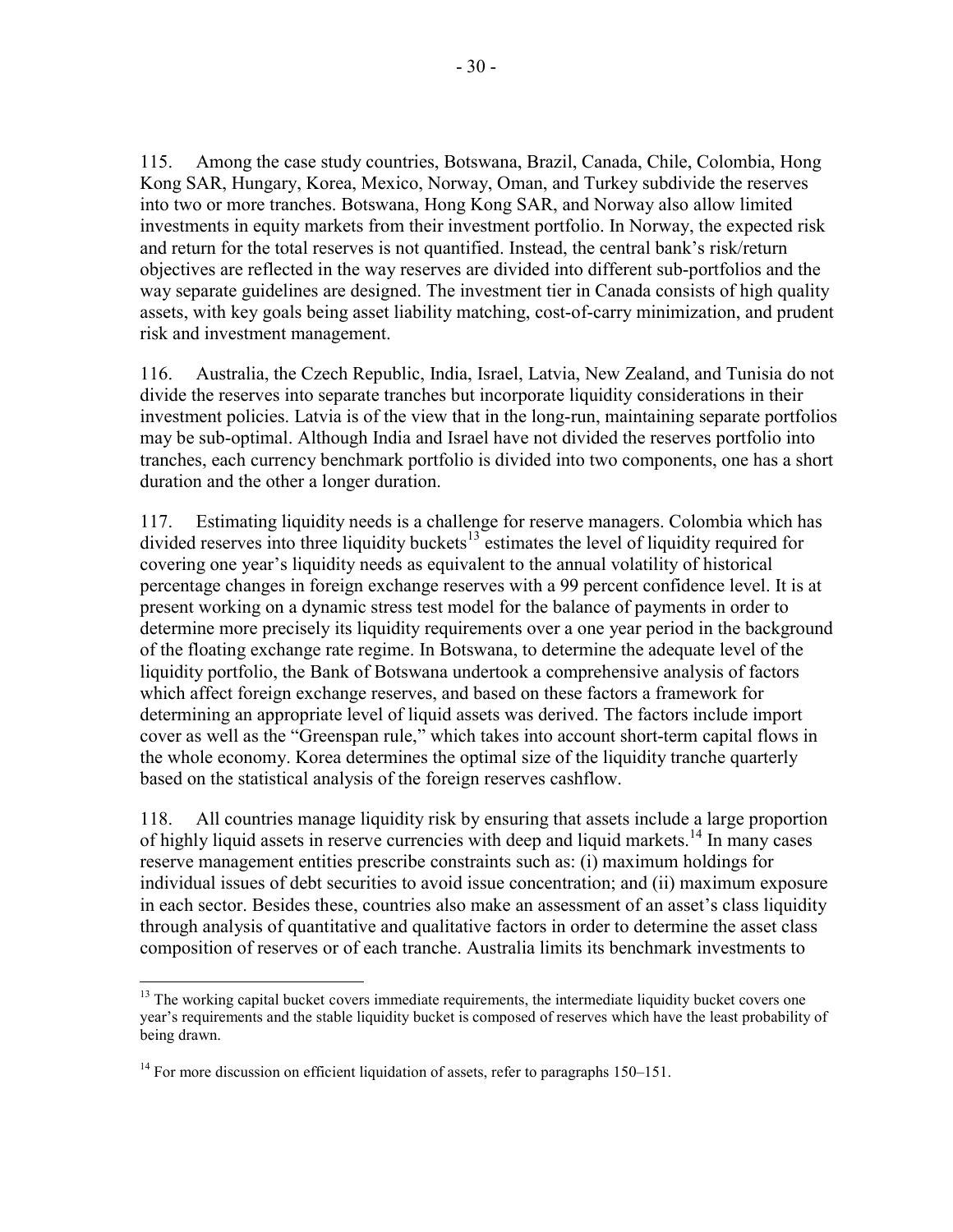115. Among the case study countries, Botswana, Brazil, Canada, Chile, Colombia, Hong Kong SAR, Hungary, Korea, Mexico, Norway, Oman, and Turkey subdivide the reserves into two or more tranches. Botswana, Hong Kong SAR, and Norway also allow limited investments in equity markets from their investment portfolio. In Norway, the expected risk and return for the total reserves is not quantified. Instead, the central bank's risk/return objectives are reflected in the way reserves are divided into different sub-portfolios and the way separate guidelines are designed. The investment tier in Canada consists of high quality assets, with key goals being asset liability matching, cost-of-carry minimization, and prudent risk and investment management.

116. Australia, the Czech Republic, India, Israel, Latvia, New Zealand, and Tunisia do not divide the reserves into separate tranches but incorporate liquidity considerations in their investment policies. Latvia is of the view that in the long-run, maintaining separate portfolios may be sub-optimal. Although India and Israel have not divided the reserves portfolio into tranches, each currency benchmark portfolio is divided into two components, one has a short duration and the other a longer duration.

117. Estimating liquidity needs is a challenge for reserve managers. Colombia which has divided reserves into three liquidity buckets[13] estimates the level of liquidity required for covering one year's liquidity needs as equivalent to the annual volatility of historical percentage changes in foreign exchange reserves with a 99 percent confidence level. It is at present working on a dynamic stress test model for the balance of payments in order to determine more precisely its liquidity requirements over a one year period in the background of the floating exchange rate regime. In Botswana, to determine the adequate level of the liquidity portfolio, the Bank of Botswana undertook a comprehensive analysis of factors which affect foreign exchange reserves, and based on these factors a framework for determining an appropriate level of liquid assets was derived. The factors include import cover as well as the "Greenspan rule," which takes into account short-term capital flows in the whole economy. Korea determines the optimal size of the liquidity tranche quarterly based on the statistical analysis of the foreign reserves cashflow.

118. All countries manage liquidity risk by ensuring that assets include a large proportion of highly liquid assets in reserve currencies with deep and liquid markets.[14] In many cases reserve management entities prescribe constraints such as: (i) maximum holdings for individual issues of debt securities to avoid issue concentration; and (ii) maximum exposure in each sector. Besides these, countries also make an assessment of an asset's class liquidity through analysis of quantitative and qualitative factors in order to determine the asset class composition of reserves or of each tranche. Australia limits its benchmark investments to

---

[13] The working capital bucket covers immediate requirements, the intermediate liquidity bucket covers one year's requirements and the stable liquidity bucket is composed of reserves which have the least probability of being drawn.

[14] For more discussion on efficient liquidation of assets, refer to paragraphs 150–151.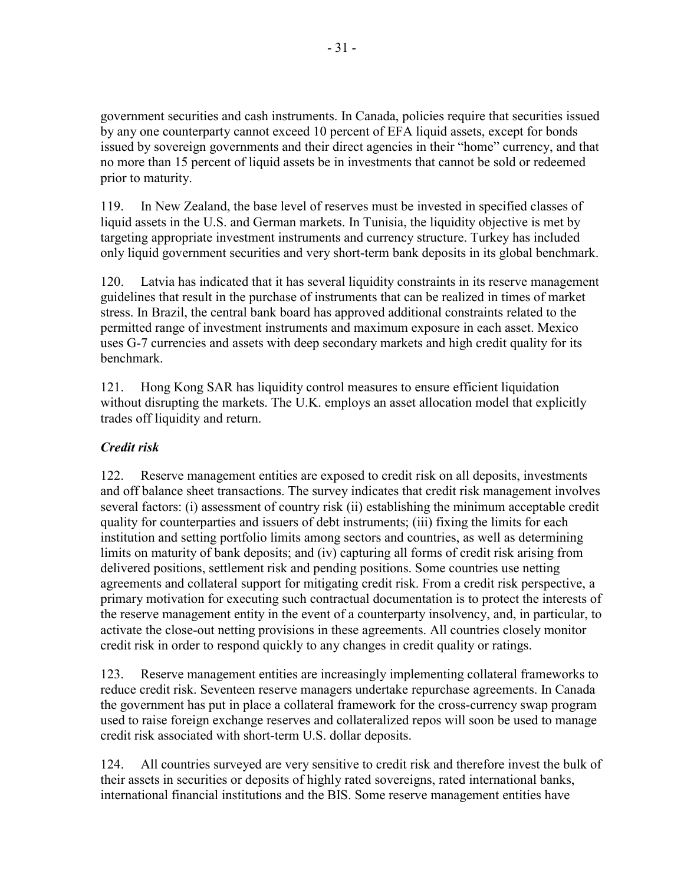government securities and cash instruments. In Canada, policies require that securities issued by any one counterparty cannot exceed 10 percent of EFA liquid assets, except for bonds issued by sovereign governments and their direct agencies in their "home" currency, and that no more than 15 percent of liquid assets be in investments that cannot be sold or redeemed prior to maturity.

119. In New Zealand, the base level of reserves must be invested in specified classes of liquid assets in the U.S. and German markets. In Tunisia, the liquidity objective is met by targeting appropriate investment instruments and currency structure. Turkey has included only liquid government securities and very short-term bank deposits in its global benchmark.

120. Latvia has indicated that it has several liquidity constraints in its reserve management guidelines that result in the purchase of instruments that can be realized in times of market stress. In Brazil, the central bank board has approved additional constraints related to the permitted range of investment instruments and maximum exposure in each asset. Mexico uses G-7 currencies and assets with deep secondary markets and high credit quality for its benchmark.

121. Hong Kong SAR has liquidity control measures to ensure efficient liquidation without disrupting the markets. The U.K. employs an asset allocation model that explicitly trades off liquidity and return.

### *Credit risk*

122. Reserve management entities are exposed to credit risk on all deposits, investments and off balance sheet transactions. The survey indicates that credit risk management involves several factors: (i) assessment of country risk (ii) establishing the minimum acceptable credit quality for counterparties and issuers of debt instruments; (iii) fixing the limits for each institution and setting portfolio limits among sectors and countries, as well as determining limits on maturity of bank deposits; and (iv) capturing all forms of credit risk arising from delivered positions, settlement risk and pending positions. Some countries use netting agreements and collateral support for mitigating credit risk. From a credit risk perspective, a primary motivation for executing such contractual documentation is to protect the interests of the reserve management entity in the event of a counterparty insolvency, and, in particular, to activate the close-out netting provisions in these agreements. All countries closely monitor credit risk in order to respond quickly to any changes in credit quality or ratings.

123. Reserve management entities are increasingly implementing collateral frameworks to reduce credit risk. Seventeen reserve managers undertake repurchase agreements. In Canada the government has put in place a collateral framework for the cross-currency swap program used to raise foreign exchange reserves and collateralized repos will soon be used to manage credit risk associated with short-term U.S. dollar deposits.

124. All countries surveyed are very sensitive to credit risk and therefore invest the bulk of their assets in securities or deposits of highly rated sovereigns, rated international banks, international financial institutions and the BIS. Some reserve management entities have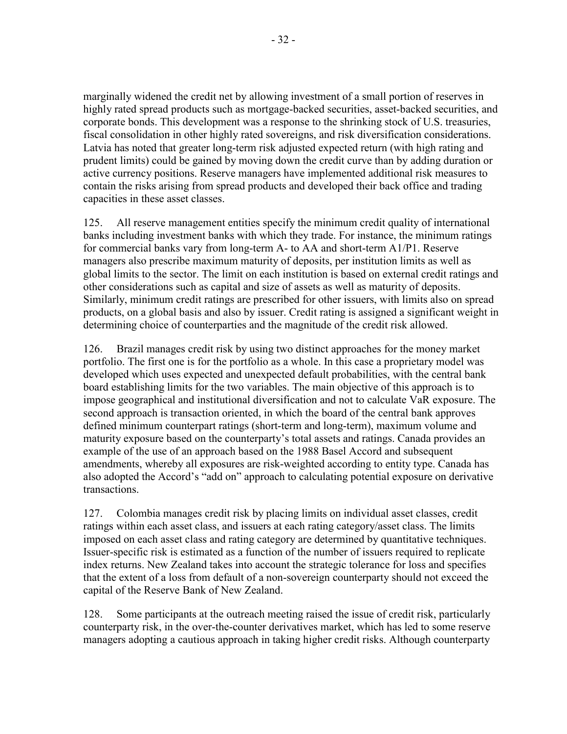marginally widened the credit net by allowing investment of a small portion of reserves in highly rated spread products such as mortgage-backed securities, asset-backed securities, and corporate bonds. This development was a response to the shrinking stock of U.S. treasuries, fiscal consolidation in other highly rated sovereigns, and risk diversification considerations. Latvia has noted that greater long-term risk adjusted expected return (with high rating and prudent limits) could be gained by moving down the credit curve than by adding duration or active currency positions. Reserve managers have implemented additional risk measures to contain the risks arising from spread products and developed their back office and trading capacities in these asset classes.

125. All reserve management entities specify the minimum credit quality of international banks including investment banks with which they trade. For instance, the minimum ratings for commercial banks vary from long-term A- to AA and short-term A1/P1. Reserve managers also prescribe maximum maturity of deposits, per institution limits as well as global limits to the sector. The limit on each institution is based on external credit ratings and other considerations such as capital and size of assets as well as maturity of deposits. Similarly, minimum credit ratings are prescribed for other issuers, with limits also on spread products, on a global basis and also by issuer. Credit rating is assigned a significant weight in determining choice of counterparties and the magnitude of the credit risk allowed.

126. Brazil manages credit risk by using two distinct approaches for the money market portfolio. The first one is for the portfolio as a whole. In this case a proprietary model was developed which uses expected and unexpected default probabilities, with the central bank board establishing limits for the two variables. The main objective of this approach is to impose geographical and institutional diversification and not to calculate VaR exposure. The second approach is transaction oriented, in which the board of the central bank approves defined minimum counterpart ratings (short-term and long-term), maximum volume and maturity exposure based on the counterparty's total assets and ratings. Canada provides an example of the use of an approach based on the 1988 Basel Accord and subsequent amendments, whereby all exposures are risk-weighted according to entity type. Canada has also adopted the Accord's "add on" approach to calculating potential exposure on derivative transactions.

127. Colombia manages credit risk by placing limits on individual asset classes, credit ratings within each asset class, and issuers at each rating category/asset class. The limits imposed on each asset class and rating category are determined by quantitative techniques. Issuer-specific risk is estimated as a function of the number of issuers required to replicate index returns. New Zealand takes into account the strategic tolerance for loss and specifies that the extent of a loss from default of a non-sovereign counterparty should not exceed the capital of the Reserve Bank of New Zealand.

128. Some participants at the outreach meeting raised the issue of credit risk, particularly counterparty risk, in the over-the-counter derivatives market, which has led to some reserve managers adopting a cautious approach in taking higher credit risks. Although counterparty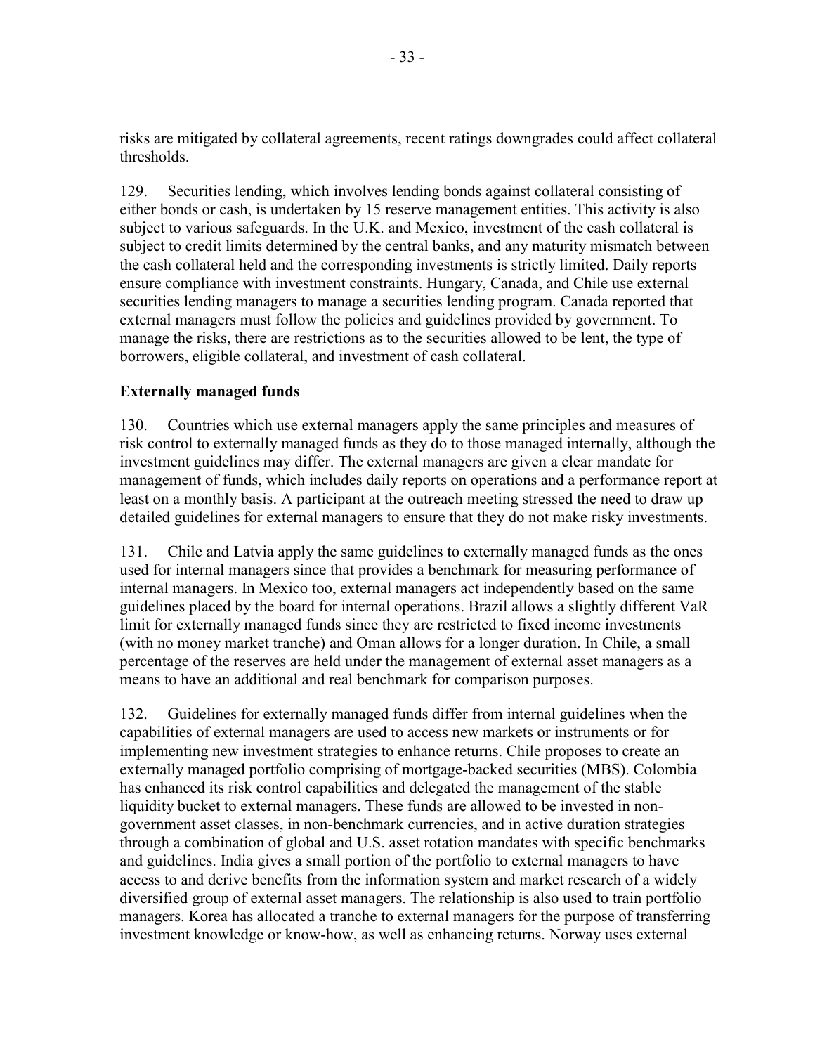risks are mitigated by collateral agreements, recent ratings downgrades could affect collateral thresholds.

129. Securities lending, which involves lending bonds against collateral consisting of either bonds or cash, is undertaken by 15 reserve management entities. This activity is also subject to various safeguards. In the U.K. and Mexico, investment of the cash collateral is subject to credit limits determined by the central banks, and any maturity mismatch between the cash collateral held and the corresponding investments is strictly limited. Daily reports ensure compliance with investment constraints. Hungary, Canada, and Chile use external securities lending managers to manage a securities lending program. Canada reported that external managers must follow the policies and guidelines provided by government. To manage the risks, there are restrictions as to the securities allowed to be lent, the type of borrowers, eligible collateral, and investment of cash collateral.

**Externally managed funds**

130. Countries which use external managers apply the same principles and measures of risk control to externally managed funds as they do to those managed internally, although the investment guidelines may differ. The external managers are given a clear mandate for management of funds, which includes daily reports on operations and a performance report at least on a monthly basis. A participant at the outreach meeting stressed the need to draw up detailed guidelines for external managers to ensure that they do not make risky investments.

131. Chile and Latvia apply the same guidelines to externally managed funds as the ones used for internal managers since that provides a benchmark for measuring performance of internal managers. In Mexico too, external managers act independently based on the same guidelines placed by the board for internal operations. Brazil allows a slightly different VaR limit for externally managed funds since they are restricted to fixed income investments (with no money market tranche) and Oman allows for a longer duration. In Chile, a small percentage of the reserves are held under the management of external asset managers as a means to have an additional and real benchmark for comparison purposes.

132. Guidelines for externally managed funds differ from internal guidelines when the capabilities of external managers are used to access new markets or instruments or for implementing new investment strategies to enhance returns. Chile proposes to create an externally managed portfolio comprising of mortgage-backed securities (MBS). Colombia has enhanced its risk control capabilities and delegated the management of the stable liquidity bucket to external managers. These funds are allowed to be invested in non-government asset classes, in non-benchmark currencies, and in active duration strategies through a combination of global and U.S. asset rotation mandates with specific benchmarks and guidelines. India gives a small portion of the portfolio to external managers to have access to and derive benefits from the information system and market research of a widely diversified group of external asset managers. The relationship is also used to train portfolio managers. Korea has allocated a tranche to external managers for the purpose of transferring investment knowledge or know-how, as well as enhancing returns. Norway uses external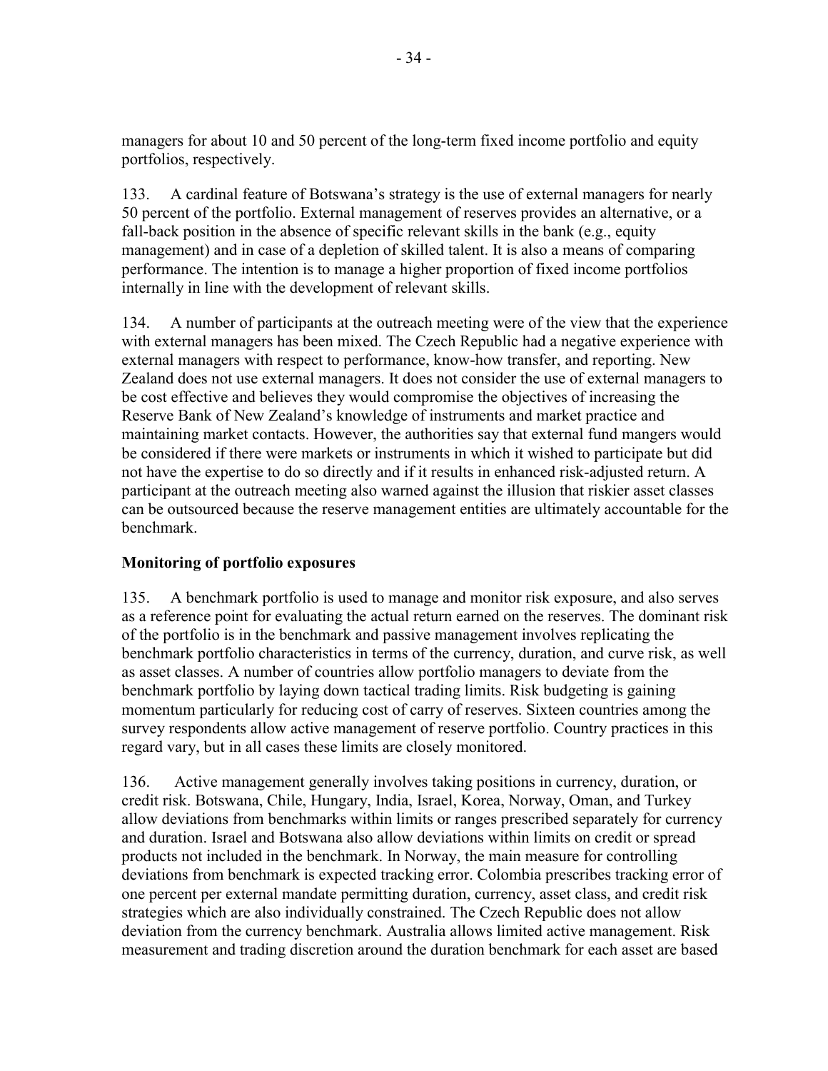managers for about 10 and 50 percent of the long-term fixed income portfolio and equity portfolios, respectively.

133. A cardinal feature of Botswana's strategy is the use of external managers for nearly 50 percent of the portfolio. External management of reserves provides an alternative, or a fall-back position in the absence of specific relevant skills in the bank (e.g., equity management) and in case of a depletion of skilled talent. It is also a means of comparing performance. The intention is to manage a higher proportion of fixed income portfolios internally in line with the development of relevant skills.

134. A number of participants at the outreach meeting were of the view that the experience with external managers has been mixed. The Czech Republic had a negative experience with external managers with respect to performance, know-how transfer, and reporting. New Zealand does not use external managers. It does not consider the use of external managers to be cost effective and believes they would compromise the objectives of increasing the Reserve Bank of New Zealand's knowledge of instruments and market practice and maintaining market contacts. However, the authorities say that external fund mangers would be considered if there were markets or instruments in which it wished to participate but did not have the expertise to do so directly and if it results in enhanced risk-adjusted return. A participant at the outreach meeting also warned against the illusion that riskier asset classes can be outsourced because the reserve management entities are ultimately accountable for the benchmark.

**Monitoring of portfolio exposures**

135. A benchmark portfolio is used to manage and monitor risk exposure, and also serves as a reference point for evaluating the actual return earned on the reserves. The dominant risk of the portfolio is in the benchmark and passive management involves replicating the benchmark portfolio characteristics in terms of the currency, duration, and curve risk, as well as asset classes. A number of countries allow portfolio managers to deviate from the benchmark portfolio by laying down tactical trading limits. Risk budgeting is gaining momentum particularly for reducing cost of carry of reserves. Sixteen countries among the survey respondents allow active management of reserve portfolio. Country practices in this regard vary, but in all cases these limits are closely monitored.

136. Active management generally involves taking positions in currency, duration, or credit risk. Botswana, Chile, Hungary, India, Israel, Korea, Norway, Oman, and Turkey allow deviations from benchmarks within limits or ranges prescribed separately for currency and duration. Israel and Botswana also allow deviations within limits on credit or spread products not included in the benchmark. In Norway, the main measure for controlling deviations from benchmark is expected tracking error. Colombia prescribes tracking error of one percent per external mandate permitting duration, currency, asset class, and credit risk strategies which are also individually constrained. The Czech Republic does not allow deviation from the currency benchmark. Australia allows limited active management. Risk measurement and trading discretion around the duration benchmark for each asset are based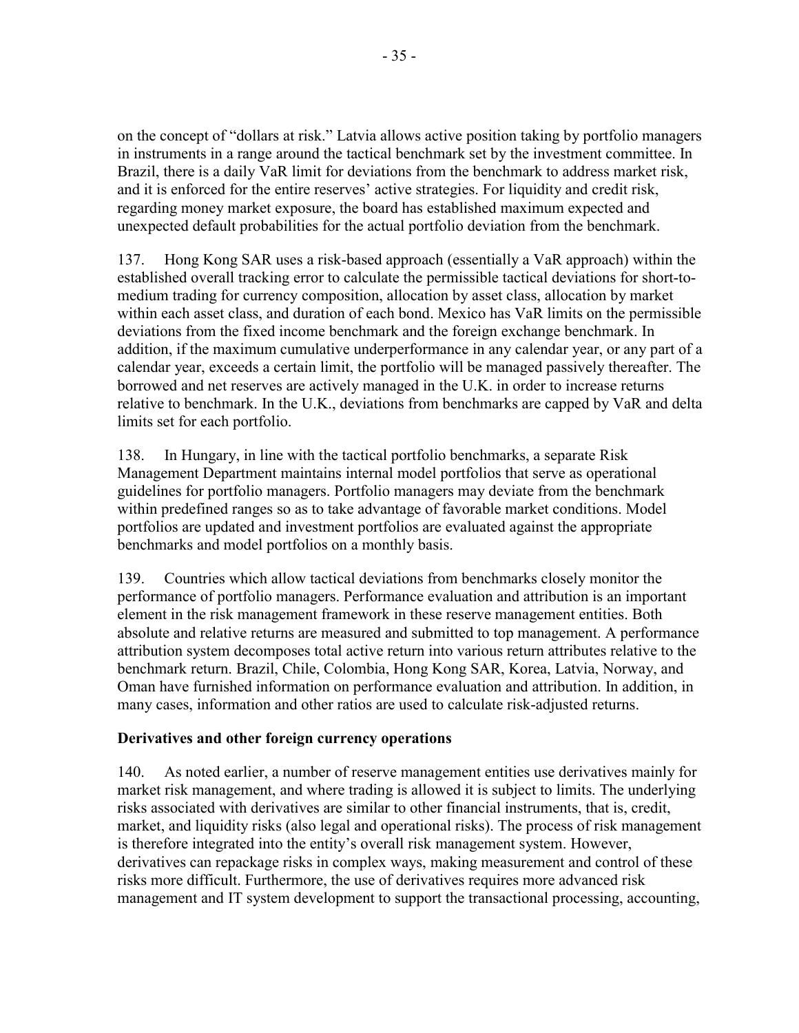on the concept of "dollars at risk." Latvia allows active position taking by portfolio managers in instruments in a range around the tactical benchmark set by the investment committee. In Brazil, there is a daily VaR limit for deviations from the benchmark to address market risk, and it is enforced for the entire reserves' active strategies. For liquidity and credit risk, regarding money market exposure, the board has established maximum expected and unexpected default probabilities for the actual portfolio deviation from the benchmark.

137. Hong Kong SAR uses a risk-based approach (essentially a VaR approach) within the established overall tracking error to calculate the permissible tactical deviations for short-to-medium trading for currency composition, allocation by asset class, allocation by market within each asset class, and duration of each bond. Mexico has VaR limits on the permissible deviations from the fixed income benchmark and the foreign exchange benchmark. In addition, if the maximum cumulative underperformance in any calendar year, or any part of a calendar year, exceeds a certain limit, the portfolio will be managed passively thereafter. The borrowed and net reserves are actively managed in the U.K. in order to increase returns relative to benchmark. In the U.K., deviations from benchmarks are capped by VaR and delta limits set for each portfolio.

138. In Hungary, in line with the tactical portfolio benchmarks, a separate Risk Management Department maintains internal model portfolios that serve as operational guidelines for portfolio managers. Portfolio managers may deviate from the benchmark within predefined ranges so as to take advantage of favorable market conditions. Model portfolios are updated and investment portfolios are evaluated against the appropriate benchmarks and model portfolios on a monthly basis.

139. Countries which allow tactical deviations from benchmarks closely monitor the performance of portfolio managers. Performance evaluation and attribution is an important element in the risk management framework in these reserve management entities. Both absolute and relative returns are measured and submitted to top management. A performance attribution system decomposes total active return into various return attributes relative to the benchmark return. Brazil, Chile, Colombia, Hong Kong SAR, Korea, Latvia, Norway, and Oman have furnished information on performance evaluation and attribution. In addition, in many cases, information and other ratios are used to calculate risk-adjusted returns.

**Derivatives and other foreign currency operations**

140. As noted earlier, a number of reserve management entities use derivatives mainly for market risk management, and where trading is allowed it is subject to limits. The underlying risks associated with derivatives are similar to other financial instruments, that is, credit, market, and liquidity risks (also legal and operational risks). The process of risk management is therefore integrated into the entity's overall risk management system. However, derivatives can repackage risks in complex ways, making measurement and control of these risks more difficult. Furthermore, the use of derivatives requires more advanced risk management and IT system development to support the transactional processing, accounting,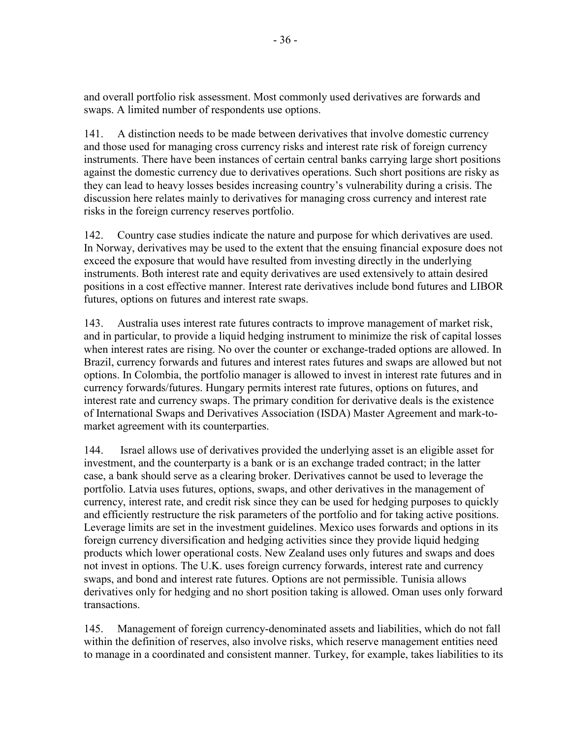and overall portfolio risk assessment. Most commonly used derivatives are forwards and swaps. A limited number of respondents use options.

141. A distinction needs to be made between derivatives that involve domestic currency and those used for managing cross currency risks and interest rate risk of foreign currency instruments. There have been instances of certain central banks carrying large short positions against the domestic currency due to derivatives operations. Such short positions are risky as they can lead to heavy losses besides increasing country's vulnerability during a crisis. The discussion here relates mainly to derivatives for managing cross currency and interest rate risks in the foreign currency reserves portfolio.

142. Country case studies indicate the nature and purpose for which derivatives are used. In Norway, derivatives may be used to the extent that the ensuing financial exposure does not exceed the exposure that would have resulted from investing directly in the underlying instruments. Both interest rate and equity derivatives are used extensively to attain desired positions in a cost effective manner. Interest rate derivatives include bond futures and LIBOR futures, options on futures and interest rate swaps.

143. Australia uses interest rate futures contracts to improve management of market risk, and in particular, to provide a liquid hedging instrument to minimize the risk of capital losses when interest rates are rising. No over the counter or exchange-traded options are allowed. In Brazil, currency forwards and futures and interest rates futures and swaps are allowed but not options. In Colombia, the portfolio manager is allowed to invest in interest rate futures and in currency forwards/futures. Hungary permits interest rate futures, options on futures, and interest rate and currency swaps. The primary condition for derivative deals is the existence of International Swaps and Derivatives Association (ISDA) Master Agreement and mark-to-market agreement with its counterparties.

144. Israel allows use of derivatives provided the underlying asset is an eligible asset for investment, and the counterparty is a bank or is an exchange traded contract; in the latter case, a bank should serve as a clearing broker. Derivatives cannot be used to leverage the portfolio. Latvia uses futures, options, swaps, and other derivatives in the management of currency, interest rate, and credit risk since they can be used for hedging purposes to quickly and efficiently restructure the risk parameters of the portfolio and for taking active positions. Leverage limits are set in the investment guidelines. Mexico uses forwards and options in its foreign currency diversification and hedging activities since they provide liquid hedging products which lower operational costs. New Zealand uses only futures and swaps and does not invest in options. The U.K. uses foreign currency forwards, interest rate and currency swaps, and bond and interest rate futures. Options are not permissible. Tunisia allows derivatives only for hedging and no short position taking is allowed. Oman uses only forward transactions.

145. Management of foreign currency-denominated assets and liabilities, which do not fall within the definition of reserves, also involve risks, which reserve management entities need to manage in a coordinated and consistent manner. Turkey, for example, takes liabilities to its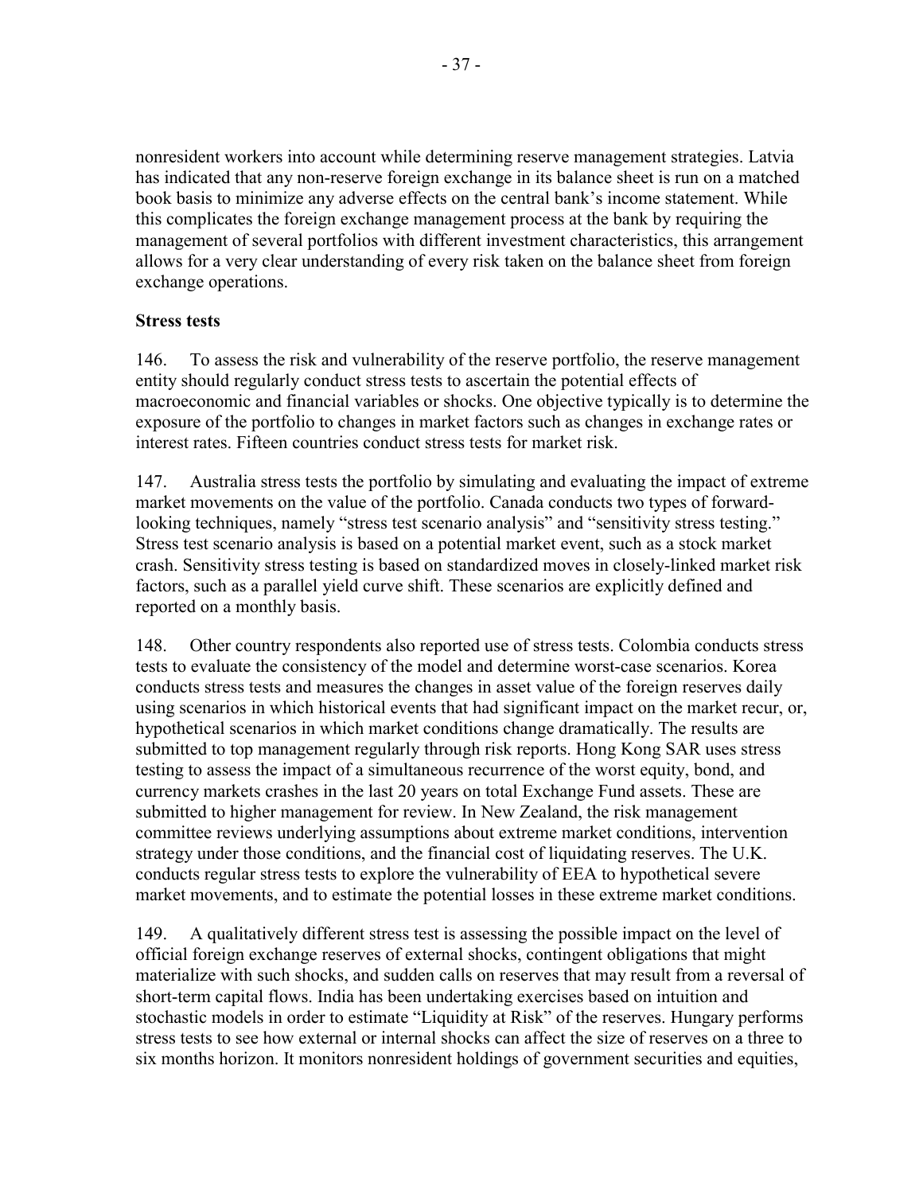nonresident workers into account while determining reserve management strategies. Latvia has indicated that any non-reserve foreign exchange in its balance sheet is run on a matched book basis to minimize any adverse effects on the central bank's income statement. While this complicates the foreign exchange management process at the bank by requiring the management of several portfolios with different investment characteristics, this arrangement allows for a very clear understanding of every risk taken on the balance sheet from foreign exchange operations.

**Stress tests**

146. To assess the risk and vulnerability of the reserve portfolio, the reserve management entity should regularly conduct stress tests to ascertain the potential effects of macroeconomic and financial variables or shocks. One objective typically is to determine the exposure of the portfolio to changes in market factors such as changes in exchange rates or interest rates. Fifteen countries conduct stress tests for market risk.

147. Australia stress tests the portfolio by simulating and evaluating the impact of extreme market movements on the value of the portfolio. Canada conducts two types of forward-looking techniques, namely "stress test scenario analysis" and "sensitivity stress testing." Stress test scenario analysis is based on a potential market event, such as a stock market crash. Sensitivity stress testing is based on standardized moves in closely-linked market risk factors, such as a parallel yield curve shift. These scenarios are explicitly defined and reported on a monthly basis.

148. Other country respondents also reported use of stress tests. Colombia conducts stress tests to evaluate the consistency of the model and determine worst-case scenarios. Korea conducts stress tests and measures the changes in asset value of the foreign reserves daily using scenarios in which historical events that had significant impact on the market recur, or, hypothetical scenarios in which market conditions change dramatically. The results are submitted to top management regularly through risk reports. Hong Kong SAR uses stress testing to assess the impact of a simultaneous recurrence of the worst equity, bond, and currency markets crashes in the last 20 years on total Exchange Fund assets. These are submitted to higher management for review. In New Zealand, the risk management committee reviews underlying assumptions about extreme market conditions, intervention strategy under those conditions, and the financial cost of liquidating reserves. The U.K. conducts regular stress tests to explore the vulnerability of EEA to hypothetical severe market movements, and to estimate the potential losses in these extreme market conditions.

149. A qualitatively different stress test is assessing the possible impact on the level of official foreign exchange reserves of external shocks, contingent obligations that might materialize with such shocks, and sudden calls on reserves that may result from a reversal of short-term capital flows. India has been undertaking exercises based on intuition and stochastic models in order to estimate "Liquidity at Risk" of the reserves. Hungary performs stress tests to see how external or internal shocks can affect the size of reserves on a three to six months horizon. It monitors nonresident holdings of government securities and equities,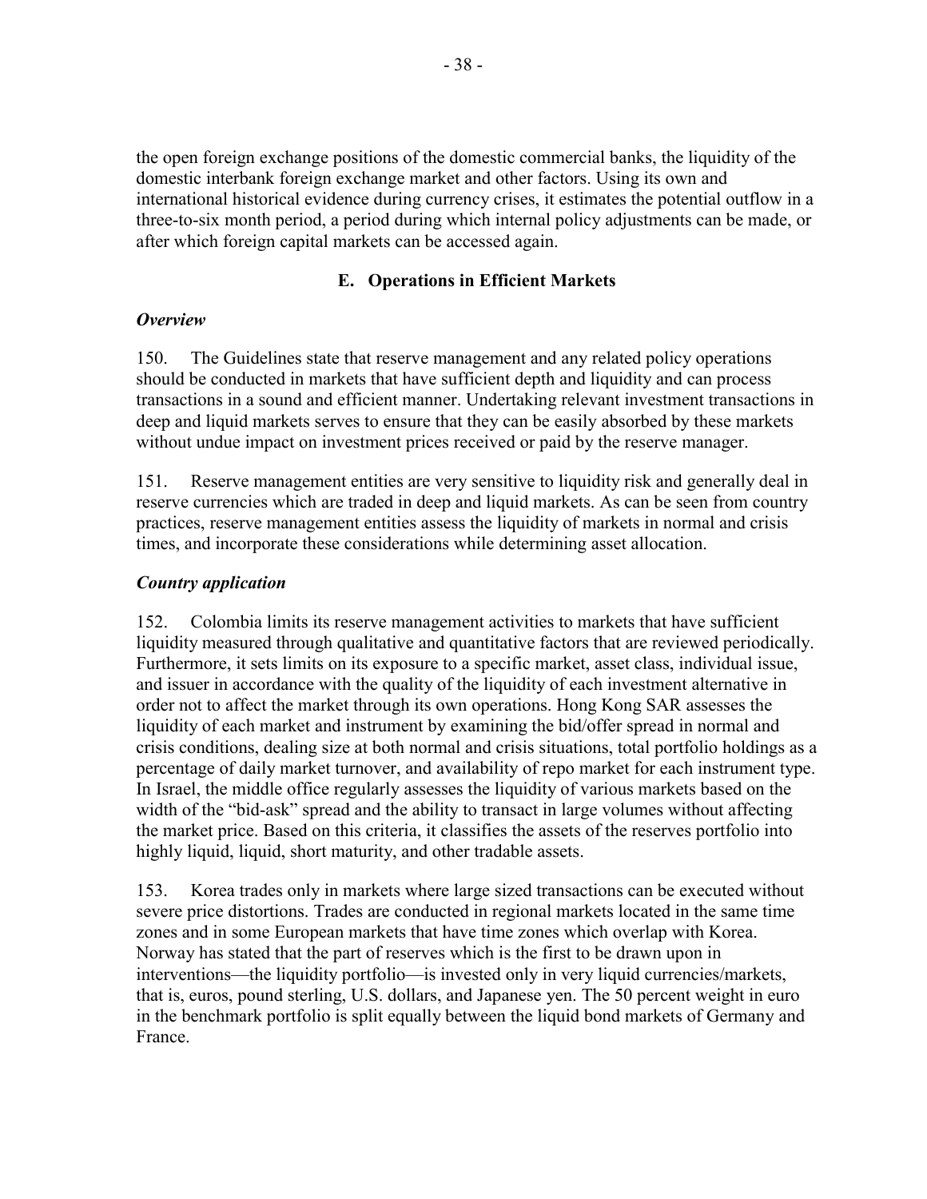the open foreign exchange positions of the domestic commercial banks, the liquidity of the domestic interbank foreign exchange market and other factors. Using its own and international historical evidence during currency crises, it estimates the potential outflow in a three-to-six month period, a period during which internal policy adjustments can be made, or after which foreign capital markets can be accessed again.

## E. Operations in Efficient Markets

### *Overview*

150. The Guidelines state that reserve management and any related policy operations should be conducted in markets that have sufficient depth and liquidity and can process transactions in a sound and efficient manner. Undertaking relevant investment transactions in deep and liquid markets serves to ensure that they can be easily absorbed by these markets without undue impact on investment prices received or paid by the reserve manager.

151. Reserve management entities are very sensitive to liquidity risk and generally deal in reserve currencies which are traded in deep and liquid markets. As can be seen from country practices, reserve management entities assess the liquidity of markets in normal and crisis times, and incorporate these considerations while determining asset allocation.

### *Country application*

152. Colombia limits its reserve management activities to markets that have sufficient liquidity measured through qualitative and quantitative factors that are reviewed periodically. Furthermore, it sets limits on its exposure to a specific market, asset class, individual issue, and issuer in accordance with the quality of the liquidity of each investment alternative in order not to affect the market through its own operations. Hong Kong SAR assesses the liquidity of each market and instrument by examining the bid/offer spread in normal and crisis conditions, dealing size at both normal and crisis situations, total portfolio holdings as a percentage of daily market turnover, and availability of repo market for each instrument type. In Israel, the middle office regularly assesses the liquidity of various markets based on the width of the "bid-ask" spread and the ability to transact in large volumes without affecting the market price. Based on this criteria, it classifies the assets of the reserves portfolio into highly liquid, liquid, short maturity, and other tradable assets.

153. Korea trades only in markets where large sized transactions can be executed without severe price distortions. Trades are conducted in regional markets located in the same time zones and in some European markets that have time zones which overlap with Korea. Norway has stated that the part of reserves which is the first to be drawn upon in interventions—the liquidity portfolio—is invested only in very liquid currencies/markets, that is, euros, pound sterling, U.S. dollars, and Japanese yen. The 50 percent weight in euro in the benchmark portfolio is split equally between the liquid bond markets of Germany and France.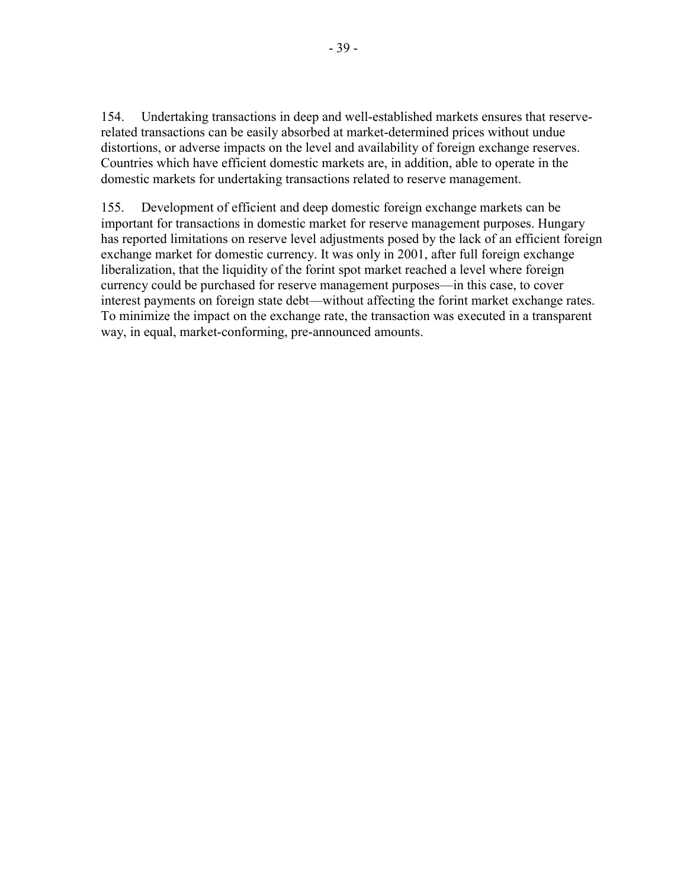154. Undertaking transactions in deep and well-established markets ensures that reserve-related transactions can be easily absorbed at market-determined prices without undue distortions, or adverse impacts on the level and availability of foreign exchange reserves. Countries which have efficient domestic markets are, in addition, able to operate in the domestic markets for undertaking transactions related to reserve management.

155. Development of efficient and deep domestic foreign exchange markets can be important for transactions in domestic market for reserve management purposes. Hungary has reported limitations on reserve level adjustments posed by the lack of an efficient foreign exchange market for domestic currency. It was only in 2001, after full foreign exchange liberalization, that the liquidity of the forint spot market reached a level where foreign currency could be purchased for reserve management purposes—in this case, to cover interest payments on foreign state debt—without affecting the forint market exchange rates. To minimize the impact on the exchange rate, the transaction was executed in a transparent way, in equal, market-conforming, pre-announced amounts.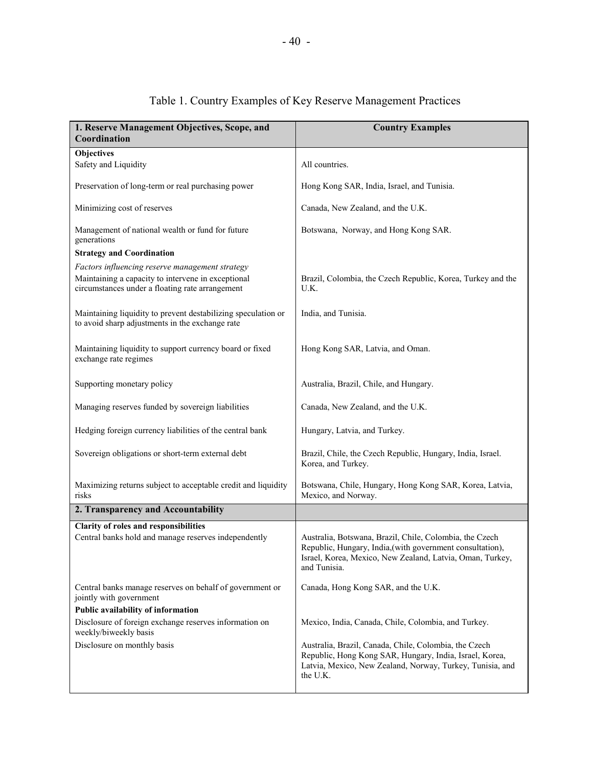Table 1. Country Examples of Key Reserve Management Practices

| **1. Reserve Management Objectives, Scope, and Coordination** | **Country Examples** |
|---|---|
| **Objectives** | |
| Safety and Liquidity | All countries. |
| Preservation of long-term or real purchasing power | Hong Kong SAR, India, Israel, and Tunisia. |
| Minimizing cost of reserves | Canada, New Zealand, and the U.K. |
| Management of national wealth or fund for future generations | Botswana, Norway, and Hong Kong SAR. |
| **Strategy and Coordination** | |
| *Factors influencing reserve management strategy* | |
| Maintaining a capacity to intervene in exceptional circumstances under a floating rate arrangement | Brazil, Colombia, the Czech Republic, Korea, Turkey and the U.K. |
| Maintaining liquidity to prevent destabilizing speculation or to avoid sharp adjustments in the exchange rate | India, and Tunisia. |
| Maintaining liquidity to support currency board or fixed exchange rate regimes | Hong Kong SAR, Latvia, and Oman. |
| Supporting monetary policy | Australia, Brazil, Chile, and Hungary. |
| Managing reserves funded by sovereign liabilities | Canada, New Zealand, and the U.K. |
| Hedging foreign currency liabilities of the central bank | Hungary, Latvia, and Turkey. |
| Sovereign obligations or short-term external debt | Brazil, Chile, the Czech Republic, Hungary, India, Israel. Korea, and Turkey. |
| Maximizing returns subject to acceptable credit and liquidity risks | Botswana, Chile, Hungary, Hong Kong SAR, Korea, Latvia, Mexico, and Norway. |
| **2. Transparency and Accountability** | |
| **Clarity of roles and responsibilities** | |
| Central banks hold and manage reserves independently | Australia, Botswana, Brazil, Chile, Colombia, the Czech Republic, Hungary, India,(with government consultation), Israel, Korea, Mexico, New Zealand, Latvia, Oman, Turkey, and Tunisia. |
| Central banks manage reserves on behalf of government or jointly with government | Canada, Hong Kong SAR, and the U.K. |
| **Public availability of information** | |
| Disclosure of foreign exchange reserves information on weekly/biweekly basis | Mexico, India, Canada, Chile, Colombia, and Turkey. |
| Disclosure on monthly basis | Australia, Brazil, Canada, Chile, Colombia, the Czech Republic, Hong Kong SAR, Hungary, India, Israel, Korea, Latvia, Mexico, New Zealand, Norway, Turkey, Tunisia, and the U.K. |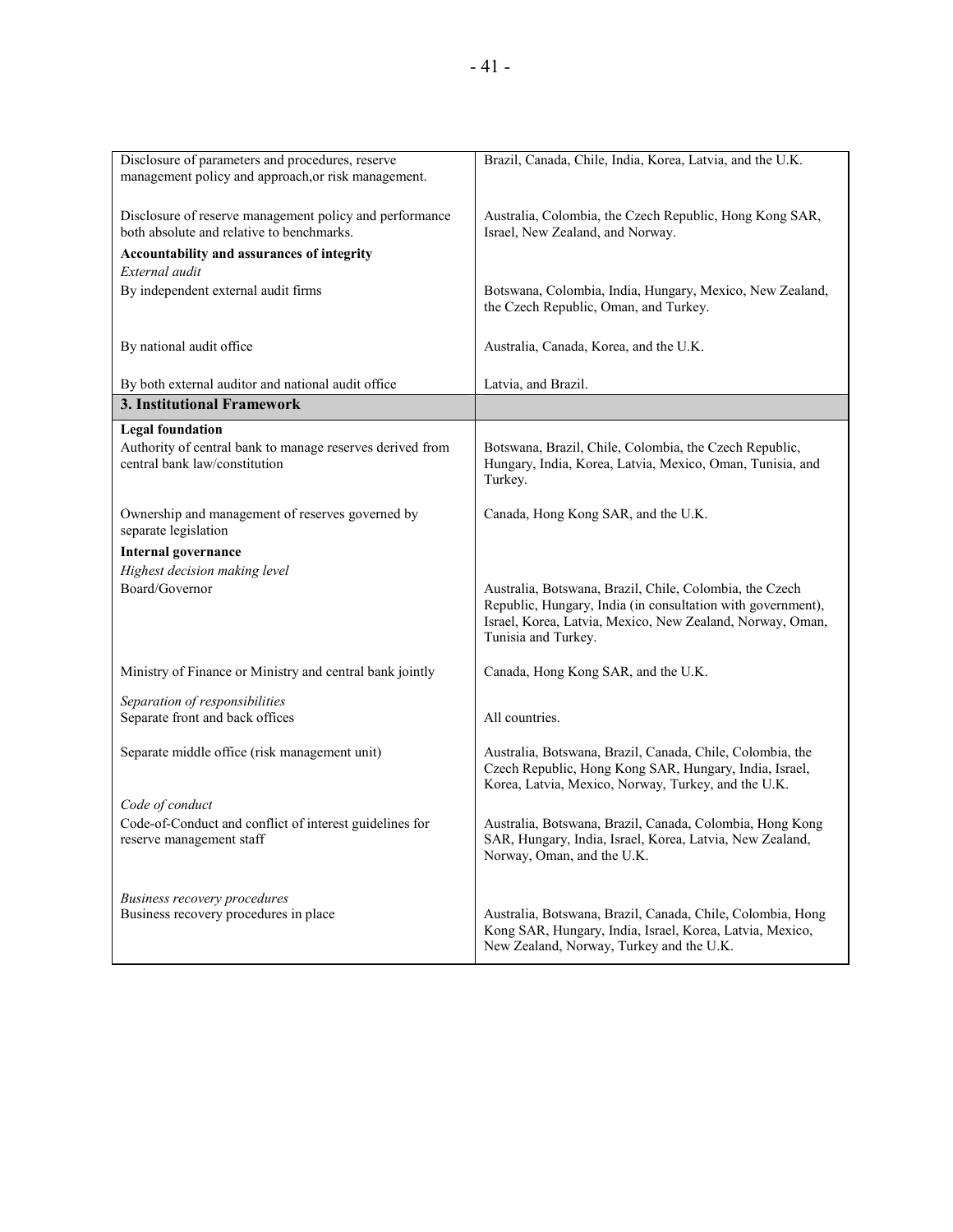| | |
|---|---|
| Disclosure of parameters and procedures, reserve management policy and approach,or risk management. | Brazil, Canada, Chile, India, Korea, Latvia, and the U.K. |
| Disclosure of reserve management policy and performance both absolute and relative to benchmarks. | Australia, Colombia, the Czech Republic, Hong Kong SAR, Israel, New Zealand, and Norway. |
| **Accountability and assurances of integrity** | |
| *External audit* | |
| By independent external audit firms | Botswana, Colombia, India, Hungary, Mexico, New Zealand, the Czech Republic, Oman, and Turkey. |
| By national audit office | Australia, Canada, Korea, and the U.K. |
| By both external auditor and national audit office | Latvia, and Brazil. |
| **3. Institutional Framework** | |
| **Legal foundation** | |
| Authority of central bank to manage reserves derived from central bank law/constitution | Botswana, Brazil, Chile, Colombia, the Czech Republic, Hungary, India, Korea, Latvia, Mexico, Oman, Tunisia, and Turkey. |
| Ownership and management of reserves governed by separate legislation | Canada, Hong Kong SAR, and the U.K. |
| **Internal governance** | |
| *Highest decision making level* | |
| Board/Governor | Australia, Botswana, Brazil, Chile, Colombia, the Czech Republic, Hungary, India (in consultation with government), Israel, Korea, Latvia, Mexico, New Zealand, Norway, Oman, Tunisia and Turkey. |
| Ministry of Finance or Ministry and central bank jointly | Canada, Hong Kong SAR, and the U.K. |
| *Separation of responsibilities* | |
| Separate front and back offices | All countries. |
| Separate middle office (risk management unit) | Australia, Botswana, Brazil, Canada, Chile, Colombia, the Czech Republic, Hong Kong SAR, Hungary, India, Israel, Korea, Latvia, Mexico, Norway, Turkey, and the U.K. |
| *Code of conduct* | |
| Code-of-Conduct and conflict of interest guidelines for reserve management staff | Australia, Botswana, Brazil, Canada, Colombia, Hong Kong SAR, Hungary, India, Israel, Korea, Latvia, New Zealand, Norway, Oman, and the U.K. |
| *Business recovery procedures* | |
| Business recovery procedures in place | Australia, Botswana, Brazil, Canada, Chile, Colombia, Hong Kong SAR, Hungary, India, Israel, Korea, Latvia, Mexico, New Zealand, Norway, Turkey and the U.K. |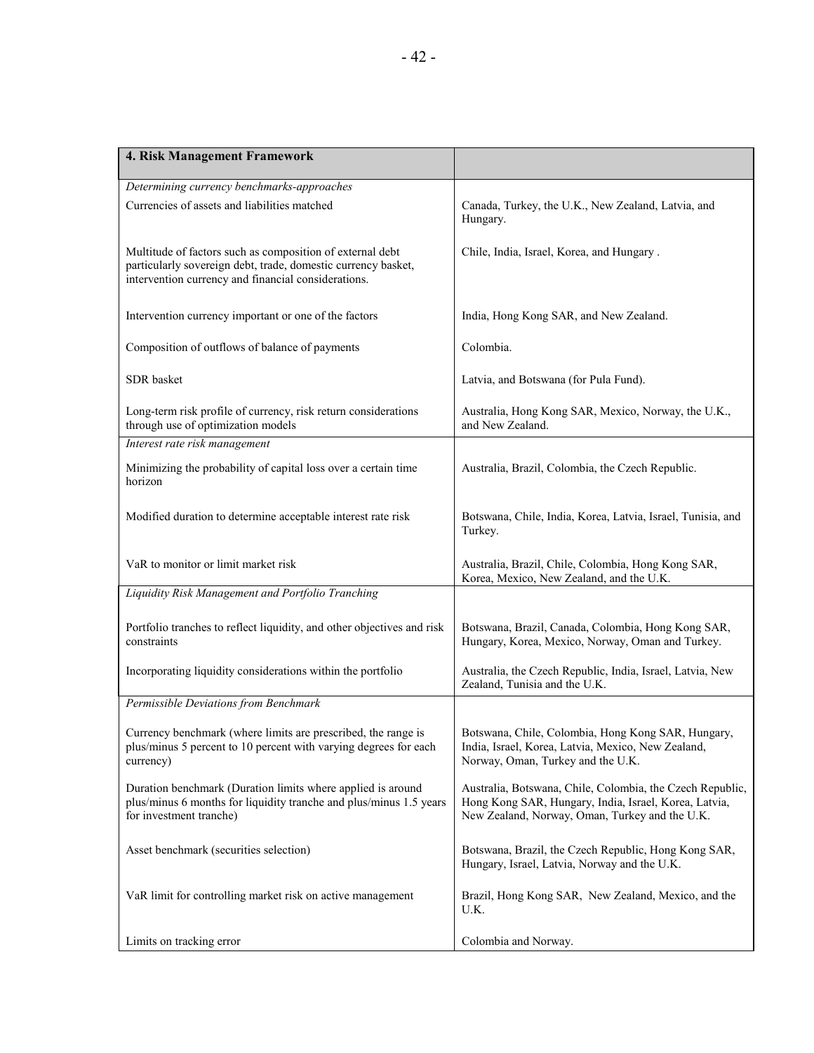| 4. Risk Management Framework | |
|---|---|
| *Determining currency benchmarks-approaches* | |
| Currencies of assets and liabilities matched | Canada, Turkey, the U.K., New Zealand, Latvia, and Hungary. |
| Multitude of factors such as composition of external debt particularly sovereign debt, trade, domestic currency basket, intervention currency and financial considerations. | Chile, India, Israel, Korea, and Hungary . |
| Intervention currency important or one of the factors | India, Hong Kong SAR, and New Zealand. |
| Composition of outflows of balance of payments | Colombia. |
| SDR basket | Latvia, and Botswana (for Pula Fund). |
| Long-term risk profile of currency, risk return considerations through use of optimization models | Australia, Hong Kong SAR, Mexico, Norway, the U.K., and New Zealand. |
| *Interest rate risk management* | |
| Minimizing the probability of capital loss over a certain time horizon | Australia, Brazil, Colombia, the Czech Republic. |
| Modified duration to determine acceptable interest rate risk | Botswana, Chile, India, Korea, Latvia, Israel, Tunisia, and Turkey. |
| VaR to monitor or limit market risk | Australia, Brazil, Chile, Colombia, Hong Kong SAR, Korea, Mexico, New Zealand, and the U.K. |
| *Liquidity Risk Management and Portfolio Tranching* | |
| Portfolio tranches to reflect liquidity, and other objectives and risk constraints | Botswana, Brazil, Canada, Colombia, Hong Kong SAR, Hungary, Korea, Mexico, Norway, Oman and Turkey. |
| Incorporating liquidity considerations within the portfolio | Australia, the Czech Republic, India, Israel, Latvia, New Zealand, Tunisia and the U.K. |
| *Permissible Deviations from Benchmark* | |
| Currency benchmark (where limits are prescribed, the range is plus/minus 5 percent to 10 percent with varying degrees for each currency) | Botswana, Chile, Colombia, Hong Kong SAR, Hungary, India, Israel, Korea, Latvia, Mexico, New Zealand, Norway, Oman, Turkey and the U.K. |
| Duration benchmark (Duration limits where applied is around plus/minus 6 months for liquidity tranche and plus/minus 1.5 years for investment tranche) | Australia, Botswana, Chile, Colombia, the Czech Republic, Hong Kong SAR, Hungary, India, Israel, Korea, Latvia, New Zealand, Norway, Oman, Turkey and the U.K. |
| Asset benchmark (securities selection) | Botswana, Brazil, the Czech Republic, Hong Kong SAR, Hungary, Israel, Latvia, Norway and the U.K. |
| VaR limit for controlling market risk on active management | Brazil, Hong Kong SAR, New Zealand, Mexico, and the U.K. |
| Limits on tracking error | Colombia and Norway. |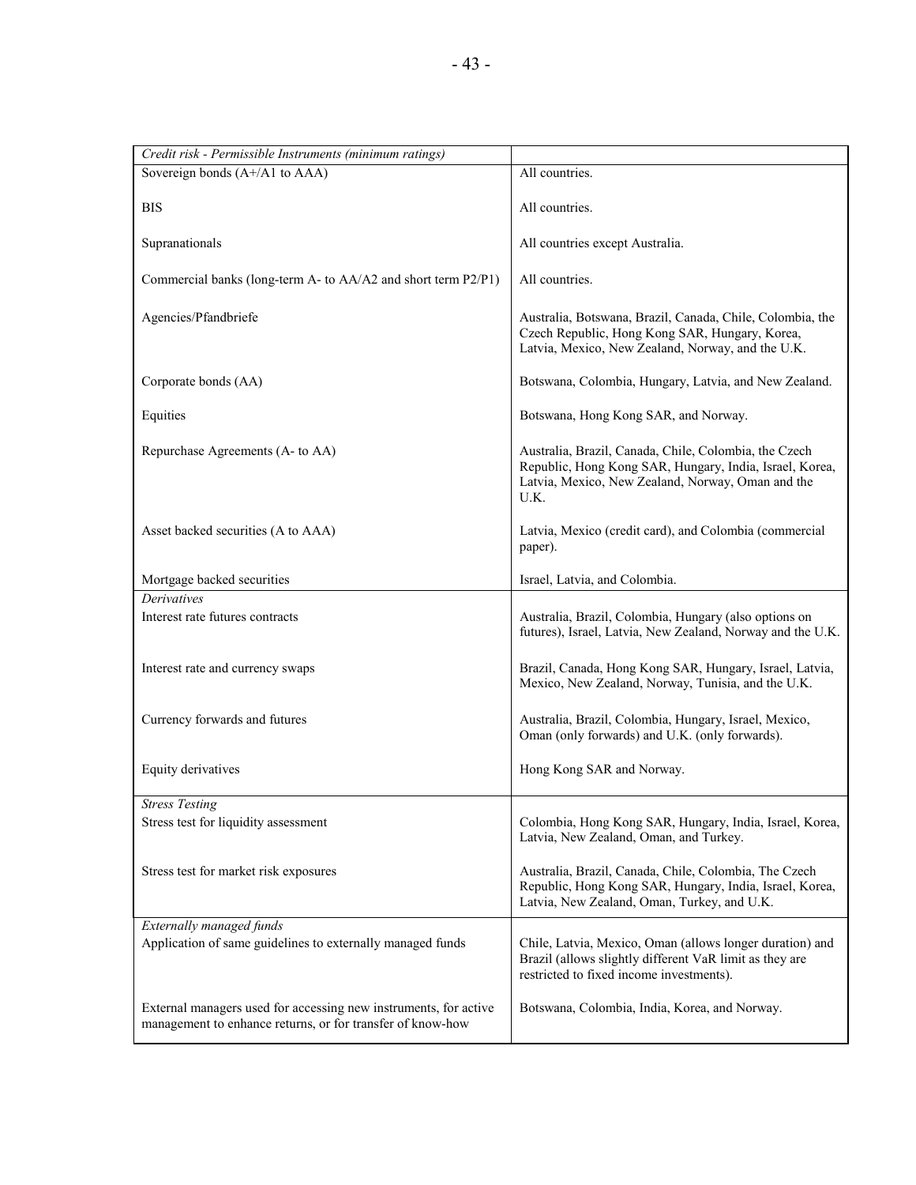| | |
|---|---|
| *Credit risk - Permissible Instruments (minimum ratings)* | |
| Sovereign bonds (A+/A1 to AAA) | All countries. |
| BIS | All countries. |
| Supranationals | All countries except Australia. |
| Commercial banks (long-term A- to AA/A2 and short term P2/P1) | All countries. |
| Agencies/Pfandbriefe | Australia, Botswana, Brazil, Canada, Chile, Colombia, the Czech Republic, Hong Kong SAR, Hungary, Korea, Latvia, Mexico, New Zealand, Norway, and the U.K. |
| Corporate bonds (AA) | Botswana, Colombia, Hungary, Latvia, and New Zealand. |
| Equities | Botswana, Hong Kong SAR, and Norway. |
| Repurchase Agreements (A- to AA) | Australia, Brazil, Canada, Chile, Colombia, the Czech Republic, Hong Kong SAR, Hungary, India, Israel, Korea, Latvia, Mexico, New Zealand, Norway, Oman and the U.K. |
| Asset backed securities (A to AAA) | Latvia, Mexico (credit card), and Colombia (commercial paper). |
| Mortgage backed securities | Israel, Latvia, and Colombia. |
| *Derivatives* | |
| Interest rate futures contracts | Australia, Brazil, Colombia, Hungary (also options on futures), Israel, Latvia, New Zealand, Norway and the U.K. |
| Interest rate and currency swaps | Brazil, Canada, Hong Kong SAR, Hungary, Israel, Latvia, Mexico, New Zealand, Norway, Tunisia, and the U.K. |
| Currency forwards and futures | Australia, Brazil, Colombia, Hungary, Israel, Mexico, Oman (only forwards) and U.K. (only forwards). |
| Equity derivatives | Hong Kong SAR and Norway. |
| *Stress Testing* | |
| Stress test for liquidity assessment | Colombia, Hong Kong SAR, Hungary, India, Israel, Korea, Latvia, New Zealand, Oman, and Turkey. |
| Stress test for market risk exposures | Australia, Brazil, Canada, Chile, Colombia, The Czech Republic, Hong Kong SAR, Hungary, India, Israel, Korea, Latvia, New Zealand, Oman, Turkey, and U.K. |
| *Externally managed funds* | |
| Application of same guidelines to externally managed funds | Chile, Latvia, Mexico, Oman (allows longer duration) and Brazil (allows slightly different VaR limit as they are restricted to fixed income investments). |
| External managers used for accessing new instruments, for active management to enhance returns, or for transfer of know-how | Botswana, Colombia, India, Korea, and Norway. |